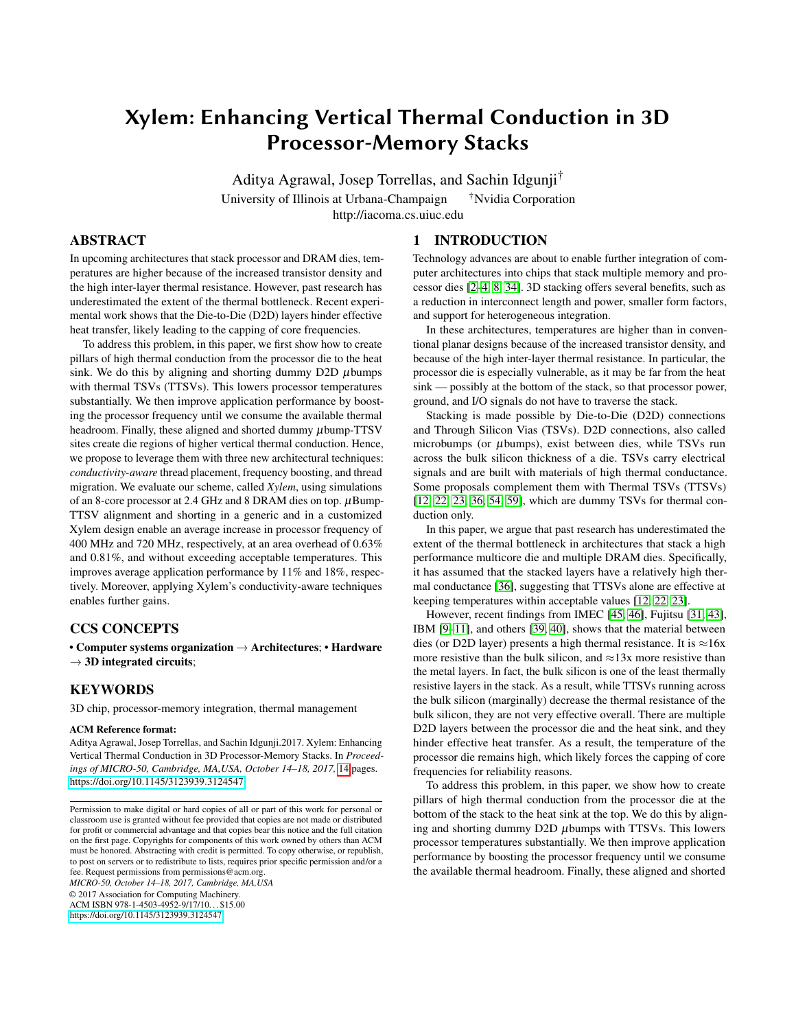# Xylem: Enhancing Vertical Thermal Conduction in 3D Processor-Memory Stacks

Aditya Agrawal, Josep Torrellas, and Sachin Idgunji[†]

University of Illinois at Urbana-Champaign [†]Nvidia Corporation

http://iacoma.cs.uiuc.edu

## ABSTRACT

In upcoming architectures that stack processor and DRAM dies, temperatures are higher because of the increased transistor density and the high inter-layer thermal resistance. However, past research has underestimated the extent of the thermal bottleneck. Recent experimental work shows that the Die-to-Die (D2D) layers hinder effective heat transfer, likely leading to the capping of core frequencies.

To address this problem, in this paper, we first show how to create pillars of high thermal conduction from the processor die to the heat sink. We do this by aligning and shorting dummy D2D $\mu$bumps with thermal TSVs (TTSVs). This lowers processor temperatures substantially. We then improve application performance by boosting the processor frequency until we consume the available thermal headroom. Finally, these aligned and shorted dummy $\mu$bump-TTSV sites create die regions of higher vertical thermal conduction. Hence, we propose to leverage them with three new architectural techniques: *conductivity-aware* thread placement, frequency boosting, and thread migration. We evaluate our scheme, called *Xylem*, using simulations of an 8-core processor at 2.4 GHz and 8 DRAM dies on top. $\mu$Bump-TTSV alignment and shorting in a generic and in a customized Xylem design enable an average increase in processor frequency of 400 MHz and 720 MHz, respectively, at an area overhead of 0.63% and 0.81%, and without exceeding acceptable temperatures. This improves average application performance by 11% and 18%, respectively. Moreover, applying Xylem's conductivity-aware techniques enables further gains.

## CCS CONCEPTS

• **Computer systems organization** → **Architectures**; • **Hardware** → **3D integrated circuits**;

## KEYWORDS

3D chip, processor-memory integration, thermal management

**ACM Reference format:**

Aditya Agrawal, Josep Torrellas, and Sachin Idgunji.2017. Xylem: Enhancing Vertical Thermal Conduction in 3D Processor-Memory Stacks. In *Proceedings of MICRO-50, Cambridge, MA,USA, October 14–18, 2017,* 14 pages. https://doi.org/10.1145/3123939.3124547

Permission to make digital or hard copies of all or part of this work for personal or classroom use is granted without fee provided that copies are not made or distributed for profit or commercial advantage and that copies bear this notice and the full citation on the first page. Copyrights for components of this work owned by others than ACM must be honored. Abstracting with credit is permitted. To copy otherwise, or republish, to post on servers or to redistribute to lists, requires prior specific permission and/or a fee. Request permissions from permissions@acm.org.

*MICRO-50, October 14–18, 2017, Cambridge, MA,USA*

© 2017 Association for Computing Machinery.

ACM ISBN 978-1-4503-4952-9/17/10...$15.00

https://doi.org/10.1145/3123939.3124547

## 1 INTRODUCTION

Technology advances are about to enable further integration of computer architectures into chips that stack multiple memory and processor dies [2–4, 8, 34]. 3D stacking offers several benefits, such as a reduction in interconnect length and power, smaller form factors, and support for heterogeneous integration.

In these architectures, temperatures are higher than in conventional planar designs because of the increased transistor density, and because of the high inter-layer thermal resistance. In particular, the processor die is especially vulnerable, as it may be far from the heat sink — possibly at the bottom of the stack, so that processor power, ground, and I/O signals do not have to traverse the stack.

Stacking is made possible by Die-to-Die (D2D) connections and Through Silicon Vias (TSVs). D2D connections, also called microbumps (or $\mu$bumps), exist between dies, while TSVs run across the bulk silicon thickness of a die. TSVs carry electrical signals and are built with materials of high thermal conductance. Some proposals complement them with Thermal TSVs (TTSVs) [12, 22, 23, 36, 54, 59], which are dummy TSVs for thermal conduction only.

In this paper, we argue that past research has underestimated the extent of the thermal bottleneck in architectures that stack a high performance multicore die and multiple DRAM dies. Specifically, it has assumed that the stacked layers have a relatively high thermal conductance [36], suggesting that TTSVs alone are effective at keeping temperatures within acceptable values [12, 22, 23].

However, recent findings from IMEC [45, 46], Fujitsu [31, 43], IBM [9–11], and others [39, 40], shows that the material between dies (or D2D layer) presents a high thermal resistance. It is ≈16x more resistive than the bulk silicon, and ≈13x more resistive than the metal layers. In fact, the bulk silicon is one of the least thermally resistive layers in the stack. As a result, while TTSVs running across the bulk silicon (marginally) decrease the thermal resistance of the bulk silicon, they are not very effective overall. There are multiple D2D layers between the processor die and the heat sink, and they hinder effective heat transfer. As a result, the temperature of the processor die remains high, which likely forces the capping of core frequencies for reliability reasons.

To address this problem, in this paper, we show how to create pillars of high thermal conduction from the processor die at the bottom of the stack to the heat sink at the top. We do this by aligning and shorting dummy D2D $\mu$bumps with TTSVs. This lowers processor temperatures substantially. We then improve application performance by boosting the processor frequency until we consume the available thermal headroom. Finally, these aligned and shorted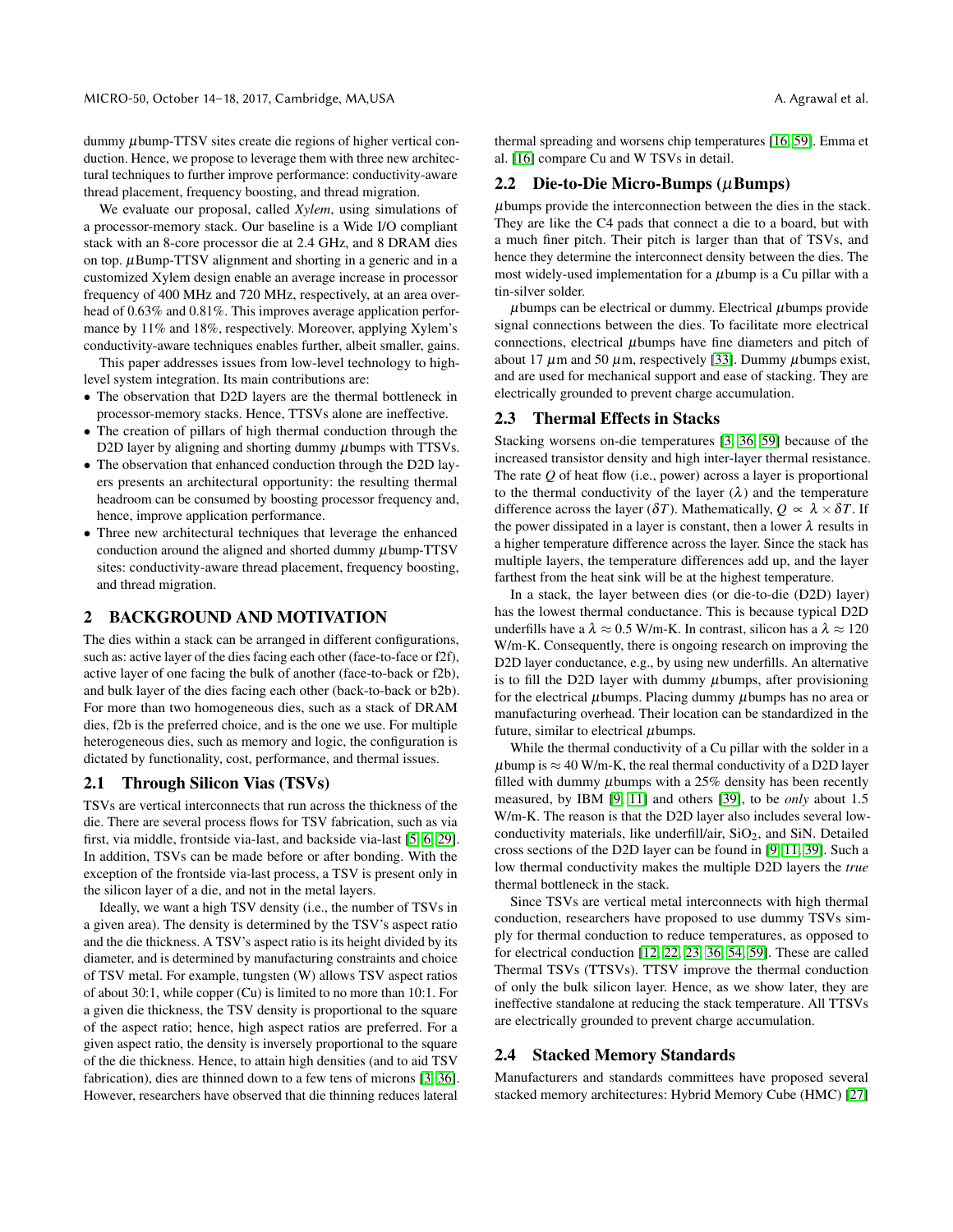dummy $\mu$bump-TTSV sites create die regions of higher vertical conduction. Hence, we propose to leverage them with three new architectural techniques to further improve performance: conductivity-aware thread placement, frequency boosting, and thread migration.

We evaluate our proposal, called *Xylem*, using simulations of a processor-memory stack. Our baseline is a Wide I/O compliant stack with an 8-core processor die at 2.4 GHz, and 8 DRAM dies on top. $\mu$Bump-TTSV alignment and shorting in a generic and in a customized Xylem design enable an average increase in processor frequency of 400 MHz and 720 MHz, respectively, at an area overhead of 0.63% and 0.81%. This improves average application performance by 11% and 18%, respectively. Moreover, applying Xylem's conductivity-aware techniques enables further, albeit smaller, gains.

This paper addresses issues from low-level technology to high-level system integration. Its main contributions are:

- The observation that D2D layers are the thermal bottleneck in processor-memory stacks. Hence, TTSVs alone are ineffective.
- The creation of pillars of high thermal conduction through the D2D layer by aligning and shorting dummy $\mu$bumps with TTSVs.
- The observation that enhanced conduction through the D2D layers presents an architectural opportunity: the resulting thermal headroom can be consumed by boosting processor frequency and, hence, improve application performance.
- Three new architectural techniques that leverage the enhanced conduction around the aligned and shorted dummy $\mu$bump-TTSV sites: conductivity-aware thread placement, frequency boosting, and thread migration.

## 2 BACKGROUND AND MOTIVATION

The dies within a stack can be arranged in different configurations, such as: active layer of the dies facing each other (face-to-face or f2f), active layer of one facing the bulk of another (face-to-back or f2b), and bulk layer of the dies facing each other (back-to-back or b2b). For more than two homogeneous dies, such as a stack of DRAM dies, f2b is the preferred choice, and is the one we use. For multiple heterogeneous dies, such as memory and logic, the configuration is dictated by functionality, cost, performance, and thermal issues.

### 2.1 Through Silicon Vias (TSVs)

TSVs are vertical interconnects that run across the thickness of the die. There are several process flows for TSV fabrication, such as via first, via middle, frontside via-last, and backside via-last [5, 6, 29]. In addition, TSVs can be made before or after bonding. With the exception of the frontside via-last process, a TSV is present only in the silicon layer of a die, and not in the metal layers.

Ideally, we want a high TSV density (i.e., the number of TSVs in a given area). The density is determined by the TSV's aspect ratio and the die thickness. A TSV's aspect ratio is its height divided by its diameter, and is determined by manufacturing constraints and choice of TSV metal. For example, tungsten (W) allows TSV aspect ratios of about 30:1, while copper (Cu) is limited to no more than 10:1. For a given die thickness, the TSV density is proportional to the square of the aspect ratio; hence, high aspect ratios are preferred. For a given aspect ratio, the density is inversely proportional to the square of the die thickness. Hence, to attain high densities (and to aid TSV fabrication), dies are thinned down to a few tens of microns [3, 36]. However, researchers have observed that die thinning reduces lateral thermal spreading and worsens chip temperatures [16, 59]. Emma et al. [16] compare Cu and W TSVs in detail.

### 2.2 Die-to-Die Micro-Bumps ($\mu$Bumps)

$\mu$bumps provide the interconnection between the dies in the stack. They are like the C4 pads that connect a die to a board, but with a much finer pitch. Their pitch is larger than that of TSVs, and hence they determine the interconnect density between the dies. The most widely-used implementation for a $\mu$bump is a Cu pillar with a tin-silver solder.

$\mu$bumps can be electrical or dummy. Electrical $\mu$bumps provide signal connections between the dies. To facilitate more electrical connections, electrical $\mu$bumps have fine diameters and pitch of about 17 $\mu$m and 50 $\mu$m, respectively [33]. Dummy $\mu$bumps exist, and are used for mechanical support and ease of stacking. They are electrically grounded to prevent charge accumulation.

### 2.3 Thermal Effects in Stacks

Stacking worsens on-die temperatures [3, 36, 59] because of the increased transistor density and high inter-layer thermal resistance. The rate $Q$ of heat flow (i.e., power) across a layer is proportional to the thermal conductivity of the layer ($\lambda$) and the temperature difference across the layer ($\delta T$). Mathematically, $Q \propto \lambda \times \delta T$. If the power dissipated in a layer is constant, then a lower $\lambda$ results in a higher temperature difference across the layer. Since the stack has multiple layers, the temperature differences add up, and the layer farthest from the heat sink will be at the highest temperature.

In a stack, the layer between dies (or die-to-die (D2D) layer) has the lowest thermal conductance. This is because typical D2D underfills have a $\lambda \approx 0.5$ W/m-K. In contrast, silicon has a $\lambda \approx 120$ W/m-K. Consequently, there is ongoing research on improving the D2D layer conductance, e.g., by using new underfills. An alternative is to fill the D2D layer with dummy $\mu$bumps, after provisioning for the electrical $\mu$bumps. Placing dummy $\mu$bumps has no area or manufacturing overhead. Their location can be standardized in the future, similar to electrical $\mu$bumps.

While the thermal conductivity of a Cu pillar with the solder in a $\mu$bump is $\approx 40$ W/m-K, the real thermal conductivity of a D2D layer filled with dummy $\mu$bumps with a 25% density has been recently measured, by IBM [9, 11] and others [39], to be *only* about 1.5 W/m-K. The reason is that the D2D layer also includes several low-conductivity materials, like underfill/air, $SiO_2$, and SiN. Detailed cross sections of the D2D layer can be found in [9, 11, 39]. Such a low thermal conductivity makes the multiple D2D layers the *true* thermal bottleneck in the stack.

Since TSVs are vertical metal interconnects with high thermal conduction, researchers have proposed to use dummy TSVs simply for thermal conduction to reduce temperatures, as opposed to for electrical conduction [12, 22, 23, 36, 54, 59]. These are called Thermal TSVs (TTSVs). TTSV improve the thermal conduction of only the bulk silicon layer. Hence, as we show later, they are ineffective standalone at reducing the stack temperature. All TTSVs are electrically grounded to prevent charge accumulation.

### 2.4 Stacked Memory Standards

Manufacturers and standards committees have proposed several stacked memory architectures: Hybrid Memory Cube (HMC) [27]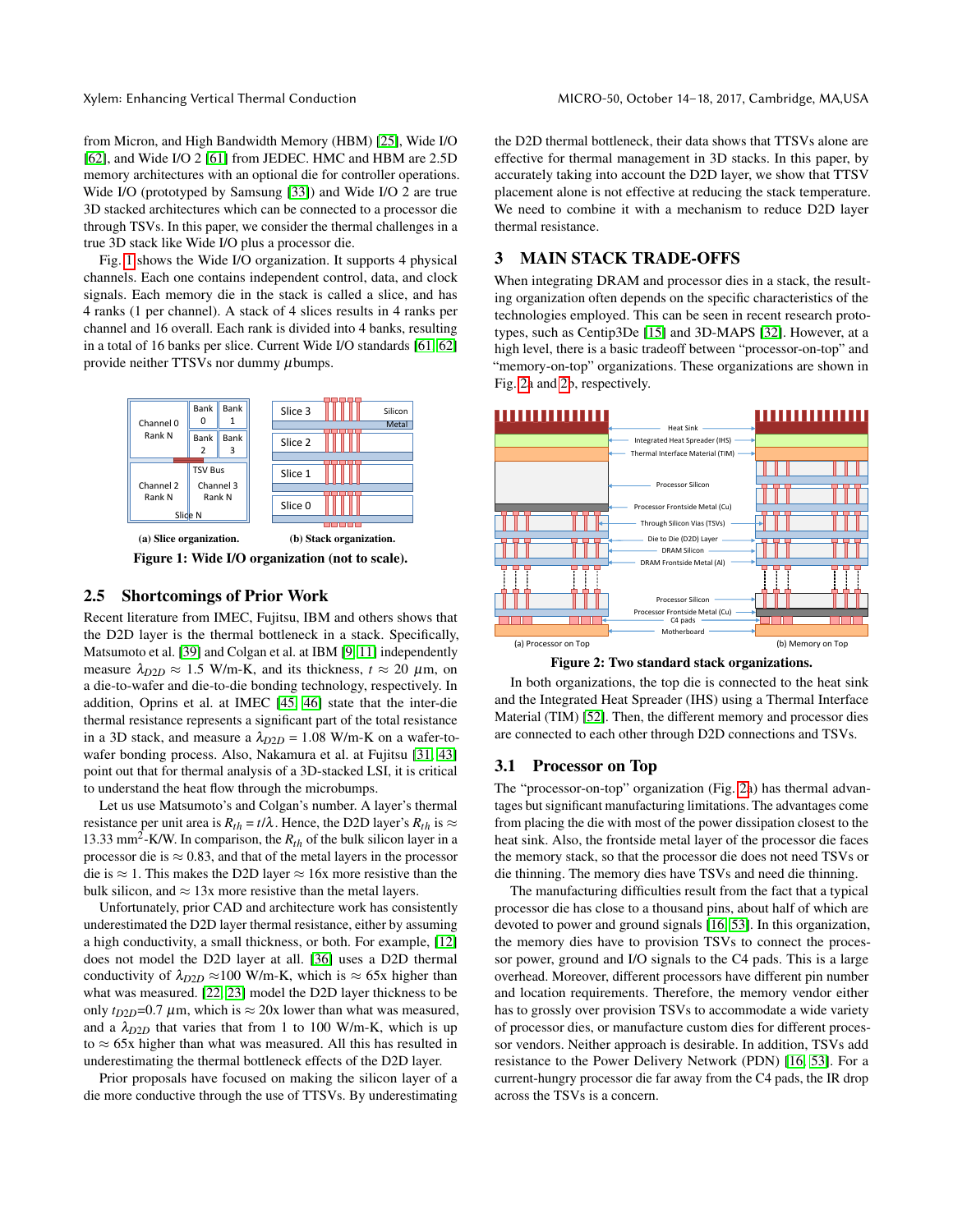from Micron, and High Bandwidth Memory (HBM) [25], Wide I/O [62], and Wide I/O 2 [61] from JEDEC. HMC and HBM are 2.5D memory architectures with an optional die for controller operations. Wide I/O (prototyped by Samsung [33]) and Wide I/O 2 are true 3D stacked architectures which can be connected to a processor die through TSVs. In this paper, we consider the thermal challenges in a true 3D stack like Wide I/O plus a processor die.

Fig. 1 shows the Wide I/O organization. It supports 4 physical channels. Each one contains independent control, data, and clock signals. Each memory die in the stack is called a slice, and has 4 ranks (1 per channel). A stack of 4 slices results in 4 ranks per channel and 16 overall. Each rank is divided into 4 banks, resulting in a total of 16 banks per slice. Current Wide I/O standards [61, 62] provide neither TTSVs nor dummy $\mu$bumps.

(a) Slice organization. (b) Stack organization.

**Figure 1: Wide I/O organization (not to scale).**

## 2.5 Shortcomings of Prior Work

Recent literature from IMEC, Fujitsu, IBM and others shows that the D2D layer is the thermal bottleneck in a stack. Specifically, Matsumoto et al. [39] and Colgan et al. at IBM [9, 11] independently measure $\lambda_{D2D} \approx 1.5$ W/m-K, and its thickness, $t \approx 20\ \mu$m, on a die-to-wafer and die-to-die bonding technology, respectively. In addition, Oprins et al. at IMEC [45, 46] state that the inter-die thermal resistance represents a significant part of the total resistance in a 3D stack, and measure a $\lambda_{D2D} = 1.08$ W/m-K on a wafer-to-wafer bonding process. Also, Nakamura et al. at Fujitsu [31, 43] point out that for thermal analysis of a 3D-stacked LSI, it is critical to understand the heat flow through the microbumps.

Let us use Matsumoto's and Colgan's number. A layer's thermal resistance per unit area is $R_{th} = t/\lambda$. Hence, the D2D layer's $R_{th}$ is $\approx$ 13.33 mm$^2$-K/W. In comparison, the $R_{th}$ of the bulk silicon layer in a processor die is $\approx 0.83$, and that of the metal layers in the processor die is $\approx 1$. This makes the D2D layer $\approx$ 16x more resistive than the bulk silicon, and $\approx$ 13x more resistive than the metal layers.

Unfortunately, prior CAD and architecture work has consistently underestimated the D2D layer thermal resistance, either by assuming a high conductivity, a small thickness, or both. For example, [12] does not model the D2D layer at all. [36] uses a D2D thermal conductivity of $\lambda_{D2D} \approx 100$ W/m-K, which is $\approx$ 65x higher than what was measured. [22, 23] model the D2D layer thickness to be only $t_{D2D}$=0.7 $\mu$m, which is $\approx$ 20x lower than what was measured, and a $\lambda_{D2D}$ that varies that from 1 to 100 W/m-K, which is up to $\approx$ 65x higher than what was measured. All this has resulted in underestimating the thermal bottleneck effects of the D2D layer.

Prior proposals have focused on making the silicon layer of a die more conductive through the use of TTSVs. By underestimating the D2D thermal bottleneck, their data shows that TTSVs alone are effective for thermal management in 3D stacks. In this paper, by accurately taking into account the D2D layer, we show that TTSV placement alone is not effective at reducing the stack temperature. We need to combine it with a mechanism to reduce D2D layer thermal resistance.

# 3 MAIN STACK TRADE-OFFS

When integrating DRAM and processor dies in a stack, the resulting organization often depends on the specific characteristics of the technologies employed. This can be seen in recent research prototypes, such as Centip3De [15] and 3D-MAPS [32]. However, at a high level, there is a basic tradeoff between "processor-on-top" and "memory-on-top" organizations. These organizations are shown in Fig. 2a and 2b, respectively.

(a) Processor on Top (b) Memory on Top

**Figure 2: Two standard stack organizations.**

In both organizations, the top die is connected to the heat sink and the Integrated Heat Spreader (IHS) using a Thermal Interface Material (TIM) [52]. Then, the different memory and processor dies are connected to each other through D2D connections and TSVs.

## 3.1 Processor on Top

The "processor-on-top" organization (Fig. 2a) has thermal advantages but significant manufacturing limitations. The advantages come from placing the die with most of the power dissipation closest to the heat sink. Also, the frontside metal layer of the processor die faces the memory stack, so that the processor die does not need TSVs or die thinning. The memory dies have TSVs and need die thinning.

The manufacturing difficulties result from the fact that a typical processor die has close to a thousand pins, about half of which are devoted to power and ground signals [16, 53]. In this organization, the memory dies have to provision TSVs to connect the processor power, ground and I/O signals to the C4 pads. This is a large overhead. Moreover, different processors have different pin number and location requirements. Therefore, the memory vendor either has to grossly over provision TSVs to accommodate a wide variety of processor dies, or manufacture custom dies for different processor vendors. Neither approach is desirable. In addition, TSVs add resistance to the Power Delivery Network (PDN) [16, 53]. For a current-hungry processor die far away from the C4 pads, the IR drop across the TSVs is a concern.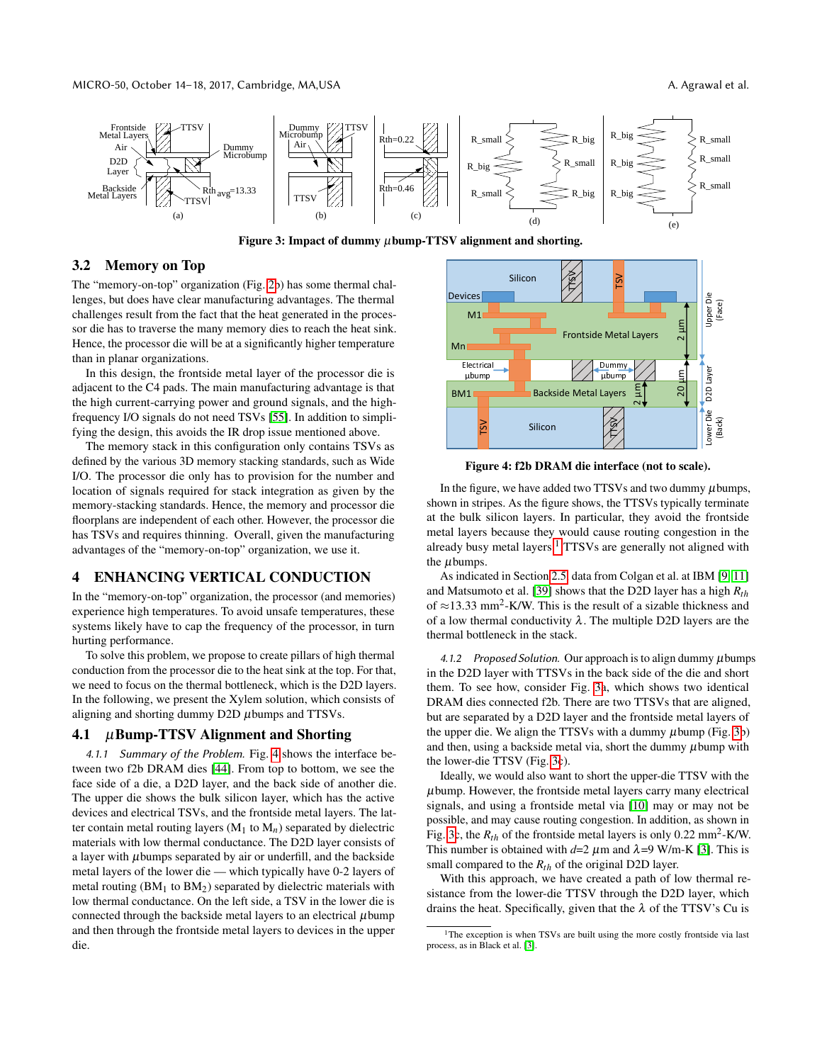Figure 3: Impact of dummy $\mu$bump-TTSV alignment and shorting.

## 3.2 Memory on Top

The "memory-on-top" organization (Fig. 2b) has some thermal challenges, but does have clear manufacturing advantages. The thermal challenges result from the fact that the heat generated in the processor die has to traverse the many memory dies to reach the heat sink. Hence, the processor die will be at a significantly higher temperature than in planar organizations.

In this design, the frontside metal layer of the processor die is adjacent to the C4 pads. The main manufacturing advantage is that the high current-carrying power and ground signals, and the high-frequency I/O signals do not need TSVs [55]. In addition to simplifying the design, this avoids the IR drop issue mentioned above.

The memory stack in this configuration only contains TSVs as defined by the various 3D memory stacking standards, such as Wide I/O. The processor die only has to provision for the number and location of signals required for stack integration as given by the memory-stacking standards. Hence, the memory and processor die floorplans are independent of each other. However, the processor die has TSVs and requires thinning. Overall, given the manufacturing advantages of the "memory-on-top" organization, we use it.

# 4 ENHANCING VERTICAL CONDUCTION

In the "memory-on-top" organization, the processor (and memories) experience high temperatures. To avoid unsafe temperatures, these systems likely have to cap the frequency of the processor, in turn hurting performance.

To solve this problem, we propose to create pillars of high thermal conduction from the processor die to the heat sink at the top. For that, we need to focus on the thermal bottleneck, which is the D2D layers. In the following, we present the Xylem solution, which consists of aligning and shorting dummy D2D $\mu$bumps and TTSVs.

## 4.1 $\mu$Bump-TTSV Alignment and Shorting

*4.1.1 Summary of the Problem.* Fig. 4 shows the interface between two f2b DRAM dies [44]. From top to bottom, we see the face side of a die, a D2D layer, and the back side of another die. The upper die shows the bulk silicon layer, which has the active devices and electrical TSVs, and the frontside metal layers. The latter contain metal routing layers ($M_1$ to $M_n$) separated by dielectric materials with low thermal conductance. The D2D layer consists of a layer with $\mu$bumps separated by air or underfill, and the backside metal layers of the lower die — which typically have 0-2 layers of metal routing ($BM_1$ to $BM_2$) separated by dielectric materials with low thermal conductance. On the left side, a TSV in the lower die is connected through the backside metal layers to an electrical $\mu$bump and then through the frontside metal layers to devices in the upper die.

Figure 4: f2b DRAM die interface (not to scale).

In the figure, we have added two TTSVs and two dummy $\mu$bumps, shown in stripes. As the figure shows, the TTSVs typically terminate at the bulk silicon layers. In particular, they avoid the frontside metal layers because they would cause routing congestion in the already busy metal layers.[1] TTSVs are generally not aligned with the $\mu$bumps.

As indicated in Section 2.5, data from Colgan et al. at IBM [9, 11] and Matsumoto et al. [39] shows that the D2D layer has a high $R_{th}$ of $\approx$13.33 mm$^2$-K/W. This is the result of a sizable thickness and of a low thermal conductivity $\lambda$. The multiple D2D layers are the thermal bottleneck in the stack.

*4.1.2 Proposed Solution.* Our approach is to align dummy $\mu$bumps in the D2D layer with TTSVs in the back side of the die and short them. To see how, consider Fig. 3a, which shows two identical DRAM dies connected f2b. There are two TTSVs that are aligned, but are separated by a D2D layer and the frontside metal layers of the upper die. We align the TTSVs with a dummy $\mu$bump (Fig. 3b) and then, using a backside metal via, short the dummy $\mu$bump with the lower-die TTSV (Fig. 3c).

Ideally, we would also want to short the upper-die TTSV with the $\mu$bump. However, the frontside metal layers carry many electrical signals, and using a frontside metal via [10] may or may not be possible, and may cause routing congestion. In addition, as shown in Fig. 3c, the $R_{th}$ of the frontside metal layers is only 0.22 mm$^2$-K/W. This number is obtained with $d$=2 $\mu$m and $\lambda$=9 W/m-K [3]. This is small compared to the $R_{th}$ of the original D2D layer.

With this approach, we have created a path of low thermal resistance from the lower-die TTSV through the D2D layer, which drains the heat. Specifically, given that the $\lambda$ of the TTSV's Cu is

[1] The exception is when TSVs are built using the more costly frontside via last process, as in Black et al. [3].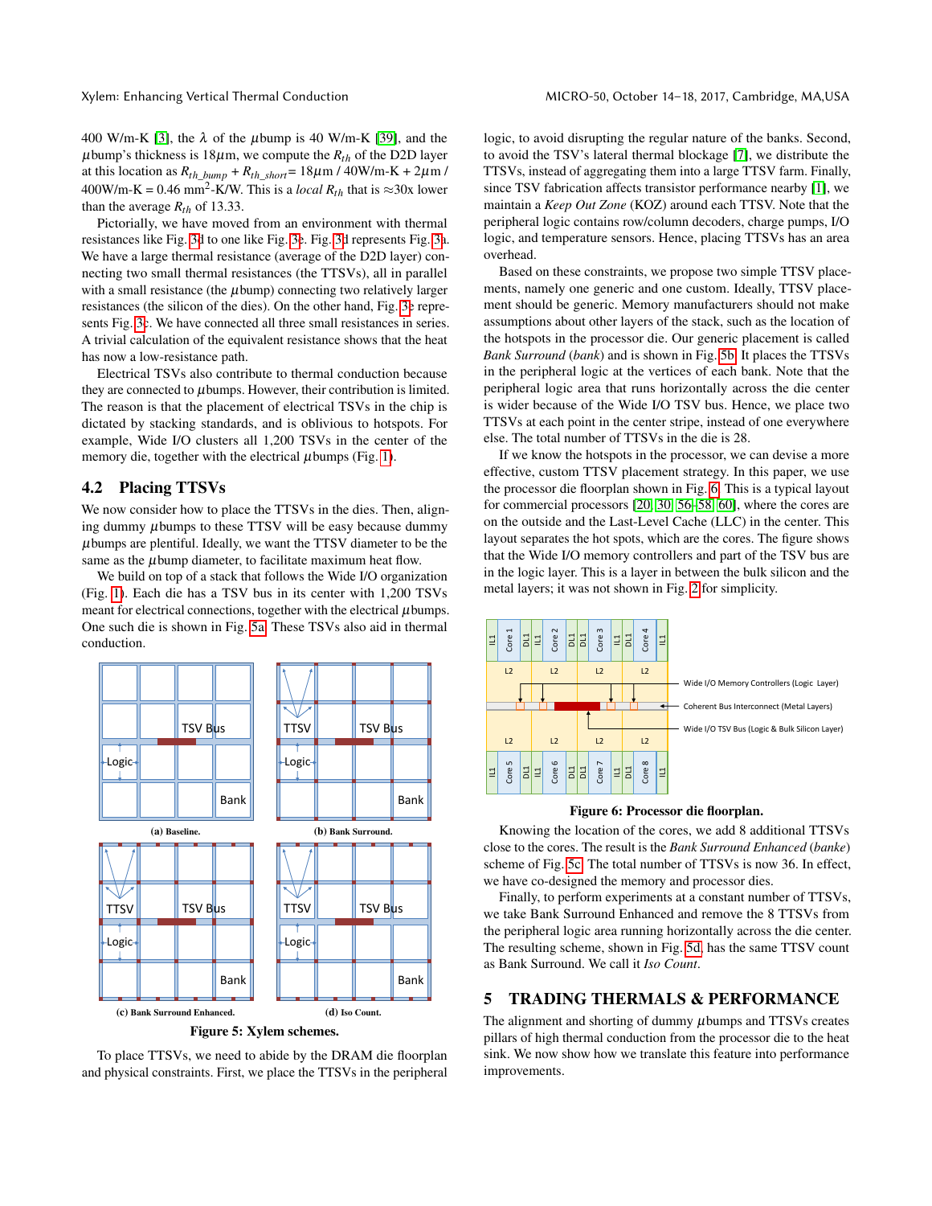400 W/m-K [3], the $\lambda$ of the $\mu$bump is 40 W/m-K [39], and the $\mu$bump's thickness is 18$\mu$m, we compute the $R_{th}$ of the D2D layer at this location as $R_{th\_bump}$ + $R_{th\_short}$= 18$\mu$m / 40W/m-K + 2$\mu$m / 400W/m-K = 0.46 mm$^2$-K/W. This is a *local* $R_{th}$ that is ≈30x lower than the average $R_{th}$ of 13.33.

Pictorially, we have moved from an environment with thermal resistances like Fig. 3d to one like Fig. 3e. Fig. 3d represents Fig. 3a. We have a large thermal resistance (average of the D2D layer) connecting two small thermal resistances (the TTSVs), all in parallel with a small resistance (the $\mu$bump) connecting two relatively larger resistances (the silicon of the dies). On the other hand, Fig. 3e represents Fig. 3c. We have connected all three small resistances in series. A trivial calculation of the equivalent resistance shows that the heat has now a low-resistance path.

Electrical TSVs also contribute to thermal conduction because they are connected to $\mu$bumps. However, their contribution is limited. The reason is that the placement of electrical TSVs in the chip is dictated by stacking standards, and is oblivious to hotspots. For example, Wide I/O clusters all 1,200 TSVs in the center of the memory die, together with the electrical $\mu$bumps (Fig. 1).

## 4.2 Placing TTSVs

We now consider how to place the TTSVs in the dies. Then, aligning dummy $\mu$bumps to these TTSV will be easy because dummy $\mu$bumps are plentiful. Ideally, we want the TTSV diameter to be the same as the $\mu$bump diameter, to facilitate maximum heat flow.

We build on top of a stack that follows the Wide I/O organization (Fig. 1). Each die has a TSV bus in its center with 1,200 TSVs meant for electrical connections, together with electrical $\mu$bumps. One such die is shown in Fig. 5a. These TSVs also aid in thermal conduction.

(a) Baseline. (b) Bank Surround. (c) Bank Surround Enhanced. (d) Iso Count.

**Figure 5: Xylem schemes.**

To place TTSVs, we need to abide by the DRAM die floorplan and physical constraints. First, we place the TTSVs in the peripheral logic, to avoid disrupting the regular nature of the banks. Second, to avoid the TSV's lateral thermal blockage [7], we distribute the TTSVs, instead of aggregating them into a large TTSV farm. Finally, since TSV fabrication affects transistor performance nearby [1], we maintain a *Keep Out Zone* (KOZ) around each TTSV. Note that the peripheral logic contains row/column decoders, charge pumps, I/O logic, and temperature sensors. Hence, placing TTSVs has an area overhead.

Based on these constraints, we propose two simple TTSV placements, namely one generic and one custom. Ideally, TTSV placement should be generic. Memory manufacturers should not make assumptions about other layers of the stack, such as the location of the hotspots in the processor die. Our generic placement is called *Bank Surround* (*bank*) and is shown in Fig. 5b. It places the TTSVs in the peripheral logic at the vertices of each bank. Note that the peripheral logic area that runs horizontally across the die center is wider because of the Wide I/O TSV bus. Hence, we place two TTSVs at each point in the center stripe, instead of one everywhere else. The total number of TTSVs in the die is 28.

If we know the hotspots in the processor, we can devise a more effective, custom TTSV placement strategy. In this paper, we use the processor die floorplan shown in Fig. 6. This is a typical layout for commercial processors [20, 30, 56–58, 60], where the cores are on the outside and the Last-Level Cache (LLC) in the center. This layout separates the hot spots, which are the cores. The figure shows that the Wide I/O memory controllers and part of the TSV bus are in the logic layer. This is a layer in between the bulk silicon and the metal layers; it was not shown in Fig. 2 for simplicity.

**Figure 6: Processor die floorplan.**

Knowing the location of the cores, we add 8 additional TTSVs close to the cores. The result is the *Bank Surround Enhanced* (*banke*) scheme of Fig. 5c. The total number of TTSVs is now 36. In effect, we have co-designed the memory and processor dies.

Finally, to perform experiments at a constant number of TTSVs, we take Bank Surround Enhanced and remove the 8 TTSVs from the peripheral logic area running horizontally across the die center. The resulting scheme, shown in Fig. 5d, has the same TTSV count as Bank Surround. We call it *Iso Count*.

# 5 TRADING THERMALS & PERFORMANCE

The alignment and shorting of dummy $\mu$bumps and TTSVs creates pillars of high thermal conduction from the processor die to the heat sink. We now show how we translate this feature into performance improvements.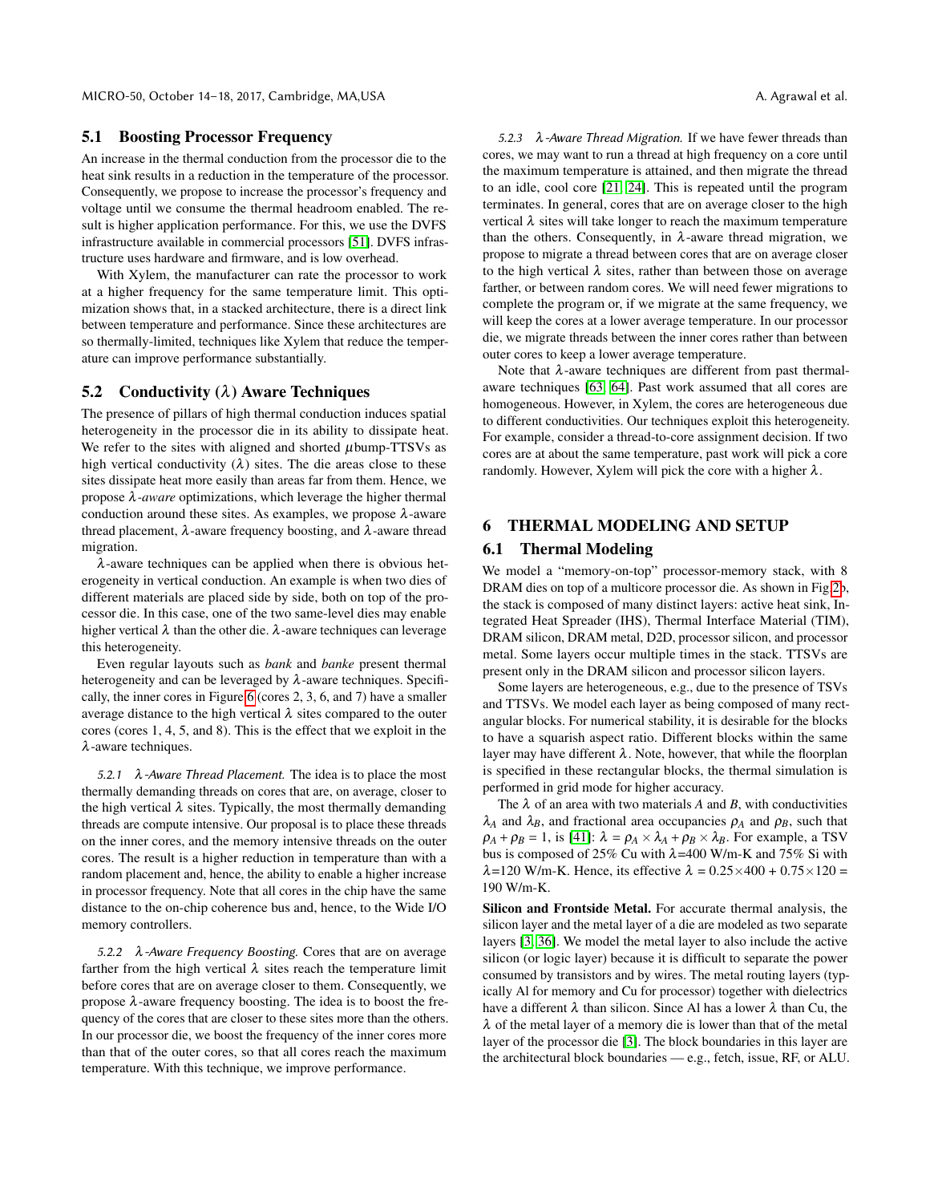## 5.1 Boosting Processor Frequency

An increase in the thermal conduction from the processor die to the heat sink results in a reduction in the temperature of the processor. Consequently, we propose to increase the processor's frequency and voltage until we consume the thermal headroom enabled. The result is higher application performance. For this, we use the DVFS infrastructure available in commercial processors [51]. DVFS infrastructure uses hardware and firmware, and is low overhead.

With Xylem, the manufacturer can rate the processor to work at a higher frequency for the same temperature limit. This optimization shows that, in a stacked architecture, there is a direct link between temperature and performance. Since these architectures are so thermally-limited, techniques like Xylem that reduce the temperature can improve performance substantially.

## 5.2 Conductivity ($\lambda$) Aware Techniques

The presence of pillars of high thermal conduction induces spatial heterogeneity in the processor die in its ability to dissipate heat. We refer to the sites with aligned and shorted $\mu$bump-TTSVs as high vertical conductivity ($\lambda$) sites. The die areas close to these sites dissipate heat more easily than areas far from them. Hence, we propose $\lambda$-*aware* optimizations, which leverage the higher thermal conduction around these sites. As examples, we propose $\lambda$-aware thread placement, $\lambda$-aware frequency boosting, and $\lambda$-aware thread migration.

$\lambda$-aware techniques can be applied when there is obvious heterogeneity in vertical conduction. An example is when two dies of different materials are placed side by side, both on top of the processor die. In this case, one of the two same-level dies may enable higher vertical $\lambda$ than the other die. $\lambda$-aware techniques can leverage this heterogeneity.

Even regular layouts such as *bank* and *banke* present thermal heterogeneity and can be leveraged by $\lambda$-aware techniques. Specifically, the inner cores in Figure 6 (cores 2, 3, 6, and 7) have a smaller average distance to the high vertical $\lambda$ sites compared to the outer cores (cores 1, 4, 5, and 8). This is the effect that we exploit in the $\lambda$-aware techniques.

*5.2.1 $\lambda$-Aware Thread Placement.* The idea is to place the most thermally demanding threads on cores that are, on average, closer to the high vertical $\lambda$ sites. Typically, the most thermally demanding threads are compute intensive. Our proposal is to place these threads on the inner cores, and the memory intensive threads on the outer cores. The result is a higher reduction in temperature than with a random placement and, hence, the ability to enable a higher increase in processor frequency. Note that all cores in the chip have the same distance to the on-chip coherence bus and, hence, to the Wide I/O memory controllers.

*5.2.2 $\lambda$-Aware Frequency Boosting.* Cores that are on average farther from the high vertical $\lambda$ sites reach the temperature limit before cores that are on average closer to them. Consequently, we propose $\lambda$-aware frequency boosting. The idea is to boost the frequency of the cores that are closer to these sites more than the others. In our processor die, we boost the frequency of the inner cores more than that of the outer cores, so that all cores reach the maximum temperature. With this technique, we improve performance.

*5.2.3 $\lambda$-Aware Thread Migration.* If we have fewer threads than cores, we may want to run a thread at high frequency on a core until the maximum temperature is attained, and then migrate the thread to an idle, cool core [21, 24]. This is repeated until the program terminates. In general, cores that are on average closer to the high vertical $\lambda$ sites will take longer to reach the maximum temperature than the others. Consequently, in $\lambda$-aware thread migration, we propose to migrate a thread between cores that are on average closer to the high vertical $\lambda$ sites, rather than between those on average farther, or between random cores. We will need fewer migrations to complete the program or, if we migrate at the same frequency, we will keep the cores at a lower average temperature. In our processor die, we migrate threads between the inner cores rather than between outer cores to keep a lower average temperature.

Note that $\lambda$-aware techniques are different from past thermal-aware techniques [63, 64]. Past work assumed that all cores are homogeneous. However, in Xylem, the cores are heterogeneous due to different conductivities. Our techniques exploit this heterogeneity. For example, consider a thread-to-core assignment decision. If two cores are at about the same temperature, past work will pick a core randomly. However, Xylem will pick the core with a higher $\lambda$.

# 6 THERMAL MODELING AND SETUP

## 6.1 Thermal Modeling

We model a "memory-on-top" processor-memory stack, with 8 DRAM dies on top of a multicore processor die. As shown in Fig 2b, the stack is composed of many distinct layers: active heat sink, Integrated Heat Spreader (IHS), Thermal Interface Material (TIM), DRAM silicon, DRAM metal, D2D, processor silicon, and processor metal. Some layers occur multiple times in the stack. TTSVs are present only in the DRAM silicon and processor silicon layers.

Some layers are heterogeneous, e.g., due to the presence of TSVs and TTSVs. We model each layer as being composed of many rectangular blocks. For numerical stability, it is desirable for the blocks to have a squarish aspect ratio. Different blocks within the same layer may have different $\lambda$. Note, however, that while the floorplan is specified in these rectangular blocks, the thermal simulation is performed in grid mode for higher accuracy.

The $\lambda$ of an area with two materials $A$ and $B$, with conductivities $\lambda_A$ and $\lambda_B$, and fractional area occupancies $\rho_A$ and $\rho_B$, such that $\rho_A + \rho_B = 1$, is [41]: $\lambda = \rho_A \times \lambda_A + \rho_B \times \lambda_B$. For example, a TSV bus is composed of 25% Cu with $\lambda$=400 W/m-K and 75% Si with $\lambda$=120 W/m-K. Hence, its effective $\lambda = 0.25 \times 400 + 0.75 \times 120 =$ 190 W/m-K.

**Silicon and Frontside Metal.** For accurate thermal analysis, the silicon layer and the metal layer of a die are modeled as two separate layers [3, 36]. We model the metal layer to also include the active silicon (or logic layer) because it is difficult to separate the power consumed by transistors and by wires. The metal routing layers (typically Al for memory and Cu for processor) together with dielectrics have a different $\lambda$ than silicon. Since Al has a lower $\lambda$ than Cu, the $\lambda$ of the metal layer of a memory die is lower than that of the metal layer of the processor die [3]. The block boundaries in this layer are the architectural block boundaries — e.g., fetch, issue, RF, or ALU.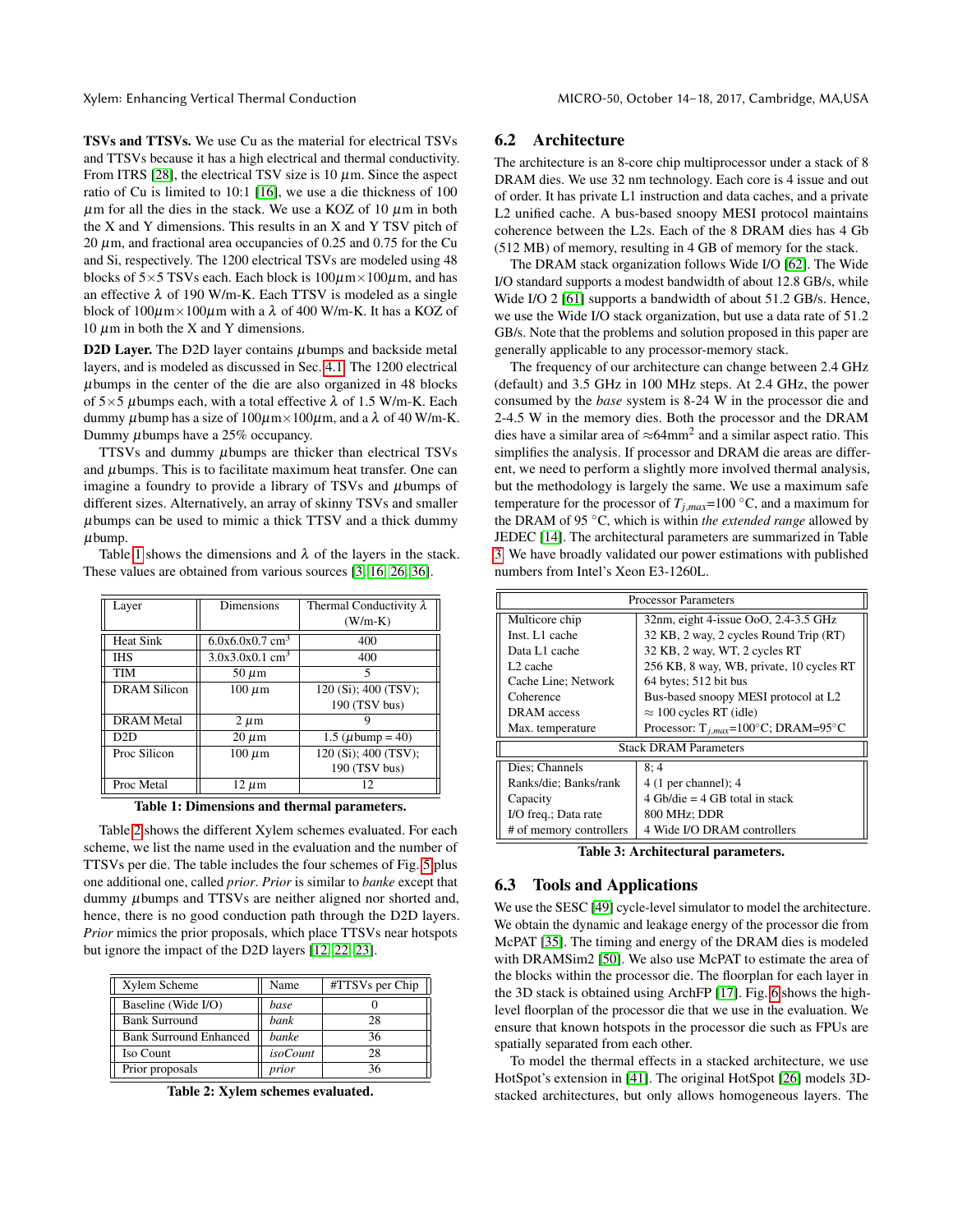**TSVs and TTSVs.** We use Cu as the material for electrical TSVs and TTSVs because it has a high electrical and thermal conductivity. From ITRS [28], the electrical TSV size is 10 $\mu$m. Since the aspect ratio of Cu is limited to 10:1 [16], we use a die thickness of 100 $\mu$m for all the dies in the stack. We use a KOZ of 10 $\mu$m in both the X and Y dimensions. This results in an X and Y TSV pitch of 20 $\mu$m, and fractional area occupancies of 0.25 and 0.75 for the Cu and Si, respectively. The 1200 electrical TSVs are modeled using 48 blocks of 5×5 TSVs each. Each block is 100$\mu$m×100$\mu$m, and has an effective $\lambda$ of 190 W/m-K. Each TTSV is modeled as a single block of 100$\mu$m×100$\mu$m with a $\lambda$ of 400 W/m-K. It has a KOZ of 10 $\mu$m in both the X and Y dimensions.

**D2D Layer.** The D2D layer contains $\mu$bumps and backside metal layers, and is modeled as discussed in Sec. 4.1. The 1200 electrical $\mu$bumps in the center of the die are also organized in 48 blocks of 5×5 $\mu$bumps each, with a total effective $\lambda$ of 1.5 W/m-K. Each dummy $\mu$bump has a size of 100$\mu$m×100$\mu$m, and a $\lambda$ of 40 W/m-K. Dummy $\mu$bumps have a 25% occupancy.

TTSVs and dummy $\mu$bumps are thicker than electrical TSVs and $\mu$bumps. This is to facilitate maximum heat transfer. One can imagine a foundry to provide a library of TSVs and $\mu$bumps of different sizes. Alternatively, an array of skinny TSVs and smaller $\mu$bumps can be used to mimic a thick TTSV and a thick dummy $\mu$bump.

Table 1 shows the dimensions and $\lambda$ of the layers in the stack. These values are obtained from various sources [3, 16, 26, 36].

| Layer | Dimensions | Thermal Conductivity $\lambda$ (W/m-K) |
|---|---|---|
| Heat Sink | 6.0x6.0x0.7 cm$^3$ | 400 |
| IHS | 3.0x3.0x0.1 cm$^3$ | 400 |
| TIM | 50 $\mu$m | 5 |
| DRAM Silicon | 100 $\mu$m | 120 (Si); 400 (TSV); 190 (TSV bus) |
| DRAM Metal | 2 $\mu$m | 9 |
| D2D | 20 $\mu$m | 1.5 ($\mu$bump = 40) |
| Proc Silicon | 100 $\mu$m | 120 (Si); 400 (TSV); 190 (TSV bus) |
| Proc Metal | 12 $\mu$m | 12 |

**Table 1: Dimensions and thermal parameters.**

Table 2 shows the different Xylem schemes evaluated. For each scheme, we list the name used in the evaluation and the number of TTSVs per die. The table includes the four schemes of Fig. 5 plus one additional one, called *prior*. *Prior* is similar to *banke* except that dummy $\mu$bumps and TTSVs are neither aligned nor shorted and, hence, there is no good conduction path through the D2D layers. *Prior* mimics the prior proposals, which place TTSVs near hotspots but ignore the impact of the D2D layers [12, 22, 23].

| Xylem Scheme | Name | #TTSVs per Chip |
|---|---|---|
| Baseline (Wide I/O) | *base* | 0 |
| Bank Surround | *bank* | 28 |
| Bank Surround Enhanced | *banke* | 36 |
| Iso Count | *isoCount* | 28 |
| Prior proposals | *prior* | 36 |

**Table 2: Xylem schemes evaluated.**

## 6.2 Architecture

The architecture is an 8-core chip multiprocessor under a stack of 8 DRAM dies. We use 32 nm technology. Each core is 4 issue and out of order. It has private L1 instruction and data caches, and a private L2 unified cache. A bus-based snoopy MESI protocol maintains coherence between the L2s. Each of the 8 DRAM dies has 4 Gb (512 MB) of memory, resulting in 4 GB of memory for the stack.

The DRAM stack organization follows Wide I/O [62]. The Wide I/O standard supports a modest bandwidth of about 12.8 GB/s, while Wide I/O 2 [61] supports a bandwidth of about 51.2 GB/s. Hence, we use the Wide I/O stack organization, but use a data rate of 51.2 GB/s. Note that the problems and solution proposed in this paper are generally applicable to any processor-memory stack.

The frequency of our architecture can change between 2.4 GHz (default) and 3.5 GHz in 100 MHz steps. At 2.4 GHz, the power consumed by the *base* system is 8-24 W in the processor die and 2-4.5 W in the memory dies. Both the processor and the DRAM dies have a similar area of ≈64mm$^2$ and a similar aspect ratio. This simplifies the analysis. If processor and DRAM die areas are different, we need to perform a slightly more involved thermal analysis, but the methodology is largely the same. We use a maximum safe temperature for the processor of $T_{j,max}$=100 °C, and a maximum for the DRAM of 95 °C, which is within *the extended range* allowed by JEDEC [14]. The architectural parameters are summarized in Table 3. We have broadly validated our power estimations with published numbers from Intel's Xeon E3-1260L.

| Processor Parameters | |
|---|---|
| Multicore chip | 32nm, eight 4-issue OoO, 2.4-3.5 GHz |
| Inst. L1 cache | 32 KB, 2 way, 2 cycles Round Trip (RT) |
| Data L1 cache | 32 KB, 2 way, WT, 2 cycles RT |
| L2 cache | 256 KB, 8 way, WB, private, 10 cycles RT |
| Cache Line; Network | 64 bytes; 512 bit bus |
| Coherence | Bus-based snoopy MESI protocol at L2 |
| DRAM access | ≈ 100 cycles RT (idle) |
| Max. temperature | Processor: $T_{j,max}$=100°C; DRAM=95°C |
| **Stack DRAM Parameters** | |
| Dies; Channels | 8; 4 |
| Ranks/die; Banks/rank | 4 (1 per channel); 4 |
| Capacity | 4 Gb/die = 4 GB total in stack |
| I/O freq.; Data rate | 800 MHz; DDR |
| # of memory controllers | 4 Wide I/O DRAM controllers |

**Table 3: Architectural parameters.**

## 6.3 Tools and Applications

We use the SESC [49] cycle-level simulator to model the architecture. We obtain the dynamic and leakage energy of the processor die from McPAT [35]. The timing and energy of the DRAM dies is modeled with DRAMSim2 [50]. We also use McPAT to estimate the area of the blocks within the processor die. The floorplan for each layer in the 3D stack is obtained using ArchFP [17]. Fig. 6 shows the high-level floorplan of the processor die that we use in the evaluation. We ensure that known hotspots in the processor die such as FPUs are spatially separated from each other.

To model the thermal effects in a stacked architecture, we use HotSpot's extension in [41]. The original HotSpot [26] models 3D-stacked architectures, but only allows homogeneous layers. The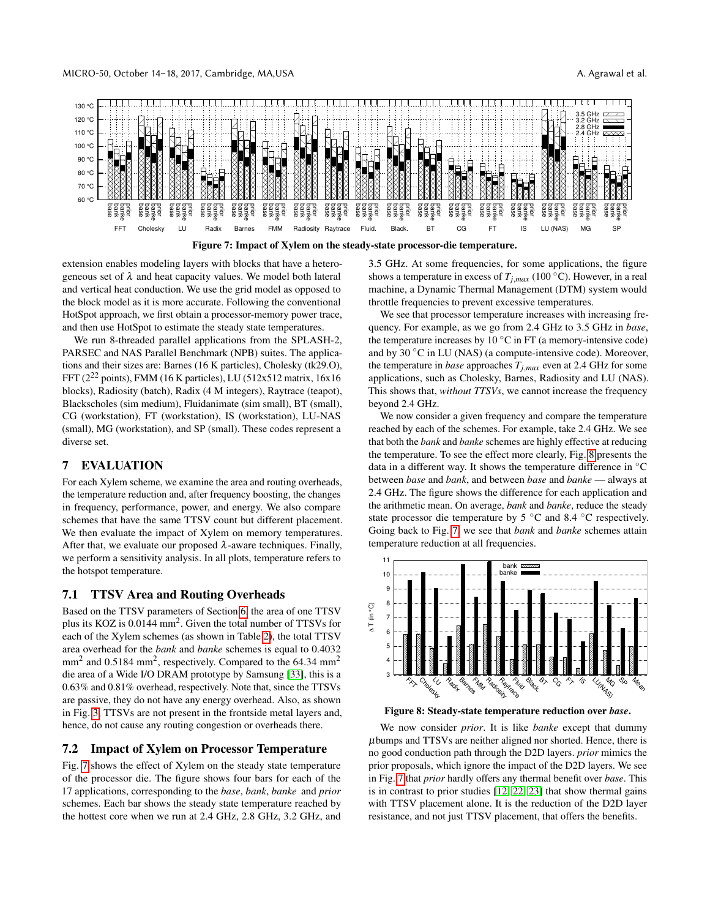**Figure 7: Impact of Xylem on the steady-state processor-die temperature.**

extension enables modeling layers with blocks that have a heterogeneous set of $\lambda$ and heat capacity values. We model both lateral and vertical heat conduction. We use the grid model as opposed to the block model as it is more accurate. Following the conventional HotSpot approach, we first obtain a processor-memory power trace, and then use HotSpot to estimate the steady state temperatures.

We run 8-threaded parallel applications from the SPLASH-2, PARSEC and NAS Parallel Benchmark (NPB) suites. The applications and their sizes are: Barnes (16 K particles), Cholesky (tk29.O), FFT ($2^{22}$ points), FMM (16 K particles), LU (512x512 matrix, 16x16 blocks), Radiosity (batch), Radix (4 M integers), Raytrace (teapot), Blackscholes (sim medium), Fluidanimate (sim small), BT (small), CG (workstation), FT (workstation), IS (workstation), LU-NAS (small), MG (workstation), and SP (small). These codes represent a diverse set.

# 7 EVALUATION

For each Xylem scheme, we examine the area and routing overheads, the temperature reduction and, after frequency boosting, the changes in frequency, performance, power, and energy. We also compare schemes that have the same TTSV count but different placement. We then evaluate the impact of Xylem on memory temperatures. After that, we evaluate our proposed $\lambda$-aware techniques. Finally, we perform a sensitivity analysis. In all plots, temperature refers to the hotspot temperature.

## 7.1 TTSV Area and Routing Overheads

Based on the TTSV parameters of Section 6, the area of one TTSV plus its KOZ is 0.0144 mm$^2$. Given the total number of TTSVs for each of the Xylem schemes (as shown in Table 2), the total TTSV area overhead for the *bank* and *banke* schemes is equal to 0.4032 mm$^2$ and 0.5184 mm$^2$, respectively. Compared to the 64.34 mm$^2$ die area of a Wide I/O DRAM prototype by Samsung [33], this is a 0.63% and 0.81% overhead, respectively. Note that, since the TTSVs are passive, they do not have any energy overhead. Also, as shown in Fig. 3, TTSVs are not present in the frontside metal layers and, hence, do not cause any routing congestion or overheads there.

## 7.2 Impact of Xylem on Processor Temperature

Fig. 7 shows the effect of Xylem on the steady state temperature of the processor die. The figure shows four bars for each of the 17 applications, corresponding to the *base*, *bank*, *banke* and *prior* schemes. Each bar shows the steady state temperature reached by the hottest core when we run at 2.4 GHz, 2.8 GHz, 3.2 GHz, and 3.5 GHz. At some frequencies, for some applications, the figure shows a temperature in excess of $T_{j,max}$ (100 °C). However, in a real machine, a Dynamic Thermal Management (DTM) system would throttle frequencies to prevent excessive temperatures.

We see that processor temperature increases with increasing frequency. For example, as we go from 2.4 GHz to 3.5 GHz in *base*, the temperature increases by 10 °C in FT (a memory-intensive code) and by 30 °C in LU (NAS) (a compute-intensive code). Moreover, the temperature in *base* approaches $T_{j,max}$ even at 2.4 GHz for some applications, such as Cholesky, Barnes, Radiosity and LU (NAS). This shows that, *without TTSVs*, we cannot increase the frequency beyond 2.4 GHz.

We now consider a given frequency and compare the temperature reached by each of the schemes. For example, take 2.4 GHz. We see that both the *bank* and *banke* schemes are highly effective at reducing the temperature. To see the effect more clearly, Fig. 8 presents the data in a different way. It shows the temperature difference in °C between *base* and *bank*, and between *base* and *banke* — always at 2.4 GHz. The figure shows the difference for each application and the arithmetic mean. On average, *bank* and *banke*, reduce the steady state processor die temperature by 5 °C and 8.4 °C respectively. Going back to Fig. 7, we see that *bank* and *banke* schemes attain temperature reduction at all frequencies.

**Figure 8: Steady-state temperature reduction over *base*.**

We now consider *prior*. It is like *banke* except that dummy $\mu$bumps and TTSVs are neither aligned nor shorted. Hence, there is no good conduction path through the D2D layers. *prior* mimics the prior proposals, which ignore the impact of the D2D layers. We see in Fig. 7 that *prior* hardly offers any thermal benefit over *base*. This is in contrast to prior studies [12, 22, 23] that show thermal gains with TTSV placement alone. It is the reduction of the D2D layer resistance, and not just TTSV placement, that offers the benefits.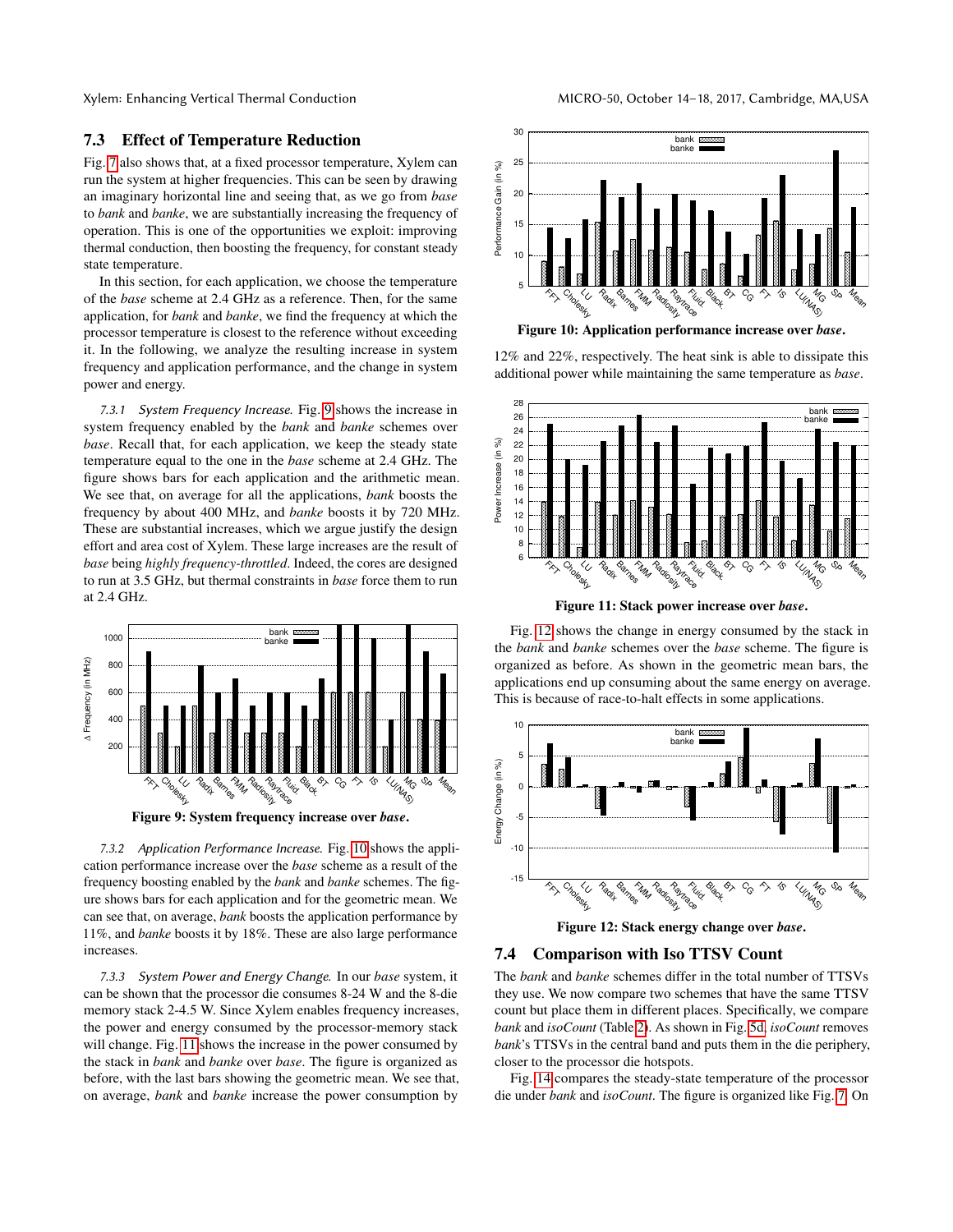### 7.3 Effect of Temperature Reduction

Fig. 7 also shows that, at a fixed processor temperature, Xylem can run the system at higher frequencies. This can be seen by drawing an imaginary horizontal line and seeing that, as we go from *base* to *bank* and *banke*, we are substantially increasing the frequency of operation. This is one of the opportunities we exploit: improving thermal conduction, then boosting the frequency, for constant steady state temperature.

In this section, for each application, we choose the temperature of the *base* scheme at 2.4 GHz as a reference. Then, for the same application, for *bank* and *banke*, we find the frequency at which the processor temperature is closest to the reference without exceeding it. In the following, we analyze the resulting increase in system frequency and application performance, and the change in system power and energy.

*7.3.1 System Frequency Increase.* Fig. 9 shows the increase in system frequency enabled by the *bank* and *banke* schemes over *base*. Recall that, for each application, we keep the steady state temperature equal to the one in the *base* scheme at 2.4 GHz. The figure shows bars for each application and the arithmetic mean. We see that, on average for all the applications, *bank* boosts the frequency by about 400 MHz, and *banke* boosts it by 720 MHz. These are substantial increases, which we argue justify the design effort and area cost of Xylem. These large increases are the result of *base* being *highly frequency-throttled*. Indeed, the cores are designed to run at 3.5 GHz, but thermal constraints in *base* force them to run at 2.4 GHz.

**Figure 9: System frequency increase over *base*.**

*7.3.2 Application Performance Increase.* Fig. 10 shows the application performance increase over the *base* scheme as a result of the frequency boosting enabled by the *bank* and *banke* schemes. The figure shows bars for each application and for the geometric mean. We can see that, on average, *bank* boosts the application performance by 11%, and *banke* boosts it by 18%. These are also large performance increases.

*7.3.3 System Power and Energy Change.* In our *base* system, it can be shown that the processor die consumes 8-24 W and the 8-die memory stack 2-4.5 W. Since Xylem enables frequency increases, the power and energy consumed by the processor-memory stack will change. Fig. 11 shows the increase in the power consumed by the stack in *bank* and *banke* over *base*. The figure is organized as before, with the last bars showing the geometric mean. We see that, on average, *bank* and *banke* increase the power consumption by 12% and 22%, respectively. The heat sink is able to dissipate this additional power while maintaining the same temperature as *base*.

**Figure 10: Application performance increase over *base*.**

**Figure 11: Stack power increase over *base*.**

Fig. 12 shows the change in energy consumed by the stack in the *bank* and *banke* schemes over the *base* scheme. The figure is organized as before. As shown in the geometric mean bars, the applications end up consuming about the same energy on average. This is because of race-to-halt effects in some applications.

**Figure 12: Stack energy change over *base*.**

### 7.4 Comparison with Iso TTSV Count

The *bank* and *banke* schemes differ in the total number of TTSVs they use. We now compare two schemes that have the same TTSV count but place them in different places. Specifically, we compare *bank* and *isoCount* (Table 2). As shown in Fig. 5d, *isoCount* removes *bank*'s TTSVs in the central band and puts them in the die periphery, closer to the processor die hotspots.

Fig. 14 compares the steady-state temperature of the processor die under *bank* and *isoCount*. The figure is organized like Fig. 7. On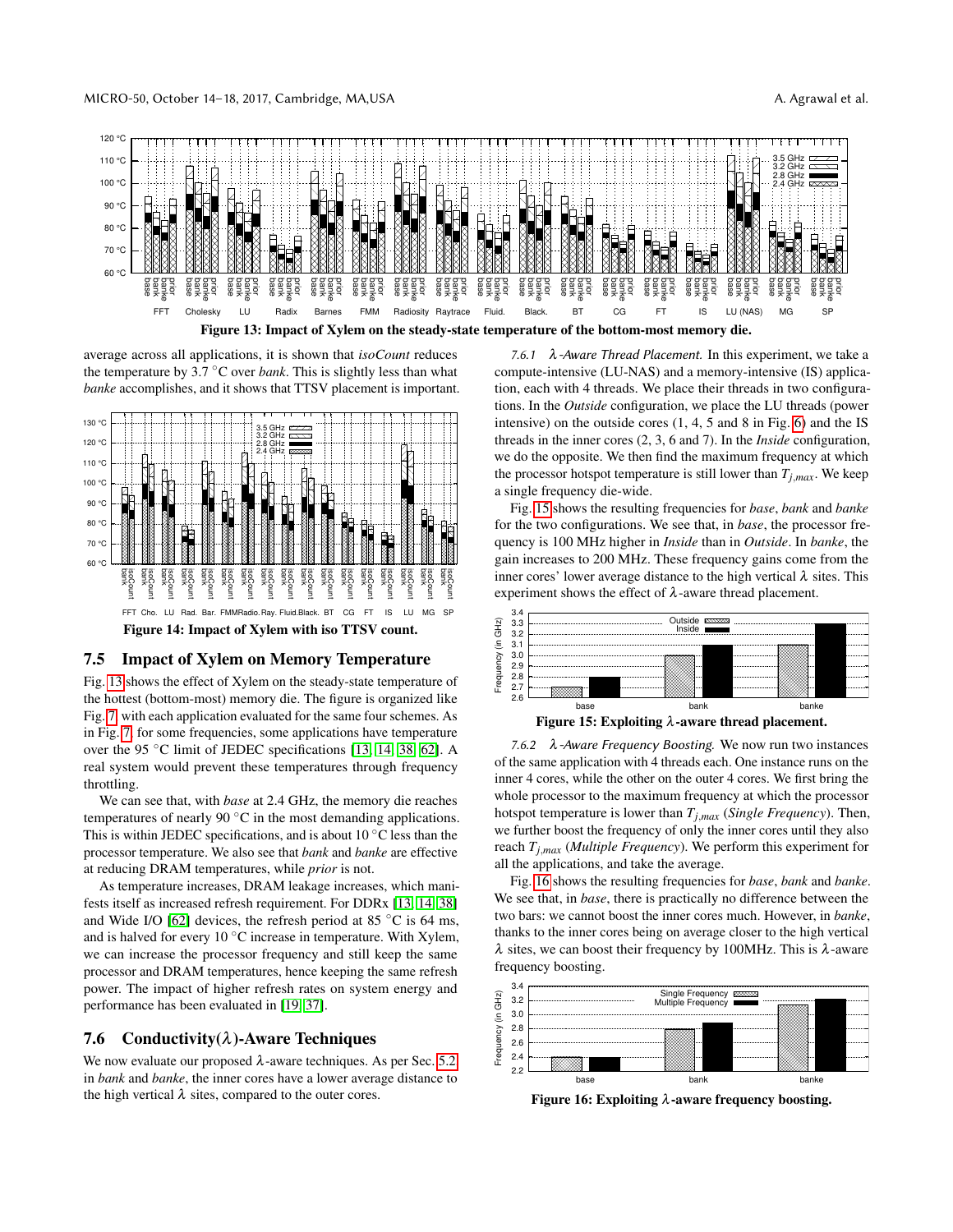Figure 13: Impact of Xylem on the steady-state temperature of the bottom-most memory die.

average across all applications, it is shown that *isoCount* reduces the temperature by 3.7 °C over *bank*. This is slightly less than what *banke* accomplishes, and it shows that TTSV placement is important.

Figure 14: Impact of Xylem with iso TTSV count.

## 7.5 Impact of Xylem on Memory Temperature

Fig. 13 shows the effect of Xylem on the steady-state temperature of the hottest (bottom-most) memory die. The figure is organized like Fig. 7, with each application evaluated for the same four schemes. As in Fig. 7, for some frequencies, some applications have temperature over the 95 °C limit of JEDEC specifications [13, 14, 38, 62]. A real system would prevent these temperatures through frequency throttling.

We can see that, with *base* at 2.4 GHz, the memory die reaches temperatures of nearly 90 °C in the most demanding applications. This is within JEDEC specifications, and is about 10 °C less than the processor temperature. We also see that *bank* and *banke* are effective at reducing DRAM temperatures, while *prior* is not.

As temperature increases, DRAM leakage increases, which manifests itself as increased refresh requirement. For DDRx [13, 14, 38] and Wide I/O [62] devices, the refresh period at 85 °C is 64 ms, and is halved for every 10 °C increase in temperature. With Xylem, we can increase the processor frequency and still keep the same processor and DRAM temperatures, hence keeping the same refresh power. The impact of higher refresh rates on system energy and performance has been evaluated in [19, 37].

## 7.6 Conductivity($\lambda$)-Aware Techniques

We now evaluate our proposed $\lambda$-aware techniques. As per Sec. 5.2, in *bank* and *banke*, the inner cores have a lower average distance to the high vertical $\lambda$ sites, compared to the outer cores.

#### 7.6.1 $\lambda$-Aware Thread Placement.

In this experiment, we take a compute-intensive (LU-NAS) and a memory-intensive (IS) application, each with 4 threads. We place their threads in two configurations. In the *Outside* configuration, we place the LU threads (power intensive) on the outside cores (1, 4, 5 and 8 in Fig. 6) and the IS threads in the inner cores (2, 3, 6 and 7). In the *Inside* configuration, we do the opposite. We then find the maximum frequency at which the processor hotspot temperature is still lower than $T_{j,max}$. We keep a single frequency die-wide.

Fig. 15 shows the resulting frequencies for *base*, *bank* and *banke* for the two configurations. We see that, in *base*, the processor frequency is 100 MHz higher in *Inside* than in *Outside*. In *banke*, the gain increases to 200 MHz. These frequency gains come from the inner cores' lower average distance to the high vertical $\lambda$ sites. This experiment shows the effect of $\lambda$-aware thread placement.

Figure 15: Exploiting $\lambda$-aware thread placement.

#### 7.6.2 $\lambda$-Aware Frequency Boosting.

We now run two instances of the same application with 4 threads each. One instance runs on the inner 4 cores, while the other on the outer 4 cores. We first bring the whole processor to the maximum frequency at which the processor hotspot temperature is lower than $T_{j,max}$ (*Single Frequency*). Then, we further boost the frequency of only the inner cores until they also reach $T_{j,max}$ (*Multiple Frequency*). We perform this experiment for all the applications, and take the average.

Fig. 16 shows the resulting frequencies for *base*, *bank* and *banke*. We see that, in *base*, there is practically no difference between the two bars: we cannot boost the inner cores much. However, in *banke*, thanks to the inner cores being on average closer to the high vertical $\lambda$ sites, we can boost their frequency by 100MHz. This is $\lambda$-aware frequency boosting.

Figure 16: Exploiting $\lambda$-aware frequency boosting.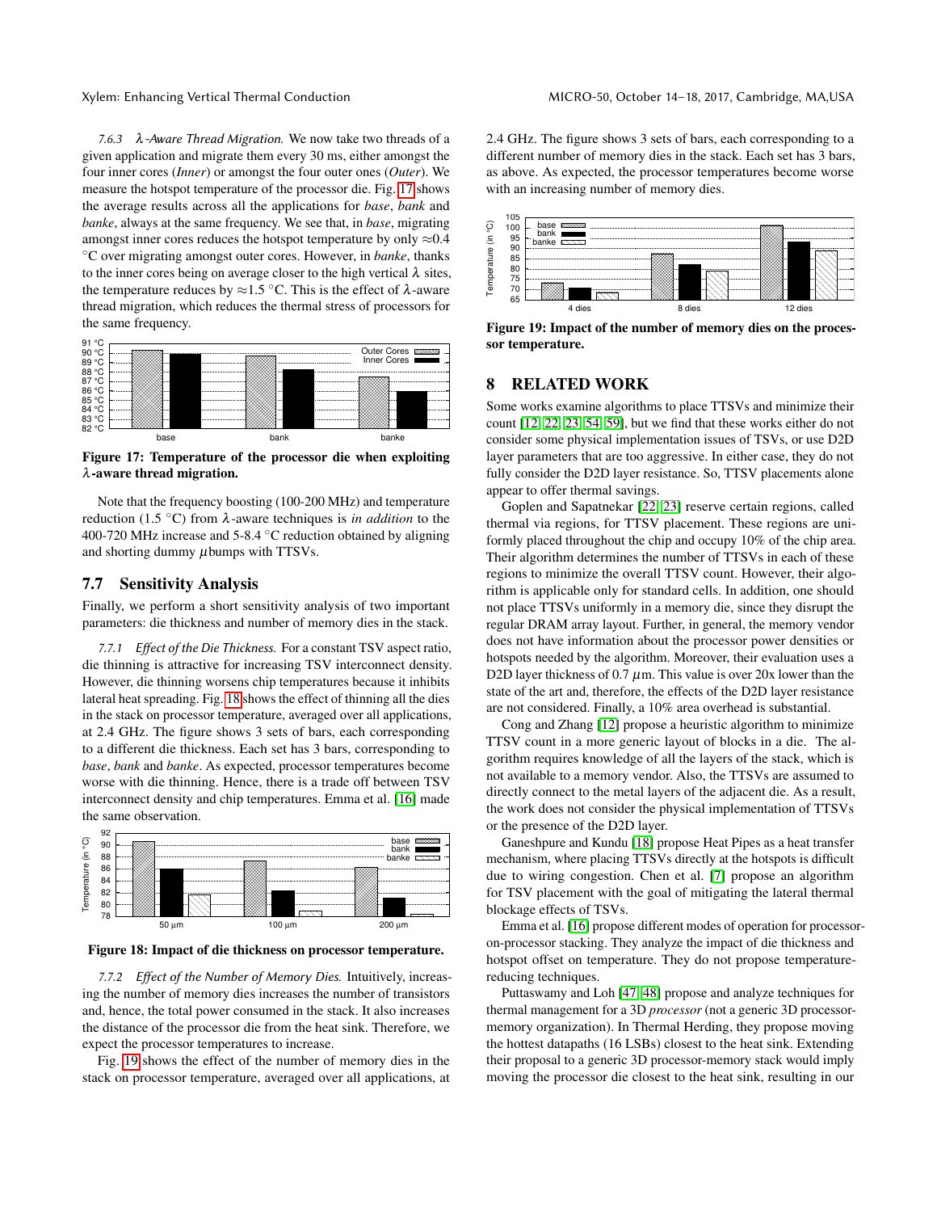*7.6.3 λ-Aware Thread Migration.* We now take two threads of a given application and migrate them every 30 ms, either amongst the four inner cores (*Inner*) or amongst the four outer ones (*Outer*). We measure the hotspot temperature of the processor die. Fig. 17 shows the average results across all the applications for *base*, *bank* and *banke*, always at the same frequency. We see that, in *base*, migrating amongst inner cores reduces the hotspot temperature by only ≈0.4 °C over migrating amongst outer cores. However, in *banke*, thanks to the inner cores being on average closer to the high vertical λ sites, the temperature reduces by ≈1.5 °C. This is the effect of λ-aware thread migration, which reduces the thermal stress of processors for the same frequency.

**Figure 17: Temperature of the processor die when exploiting λ-aware thread migration.**

Note that the frequency boosting (100-200 MHz) and temperature reduction (1.5 °C) from λ-aware techniques is *in addition* to the 400-720 MHz increase and 5-8.4 °C reduction obtained by aligning and shorting dummy μbumps with TTSVs.

## 7.7 Sensitivity Analysis

Finally, we perform a short sensitivity analysis of two important parameters: die thickness and number of memory dies in the stack.

*7.7.1 Effect of the Die Thickness.* For a constant TSV aspect ratio, die thinning is attractive for increasing TSV interconnect density. However, die thinning worsens chip temperatures because it inhibits lateral heat spreading. Fig. 18 shows the effect of thinning all the dies in the stack on processor temperature, averaged over all applications, at 2.4 GHz. The figure shows 3 sets of bars, each corresponding to a different die thickness. Each set has 3 bars, corresponding to *base*, *bank* and *banke*. As expected, processor temperatures become worse with die thinning. Hence, there is a trade off between TSV interconnect density and chip temperatures. Emma et al. [16] made the same observation.

**Figure 18: Impact of die thickness on processor temperature.**

*7.7.2 Effect of the Number of Memory Dies.* Intuitively, increasing the number of memory dies increases the number of transistors and, hence, the total power consumed in the stack. It also increases the distance of the processor die from the heat sink. Therefore, we expect the processor temperatures to increase.

Fig. 19 shows the effect of the number of memory dies in the stack on processor temperature, averaged over all applications, at 2.4 GHz. The figure shows 3 sets of bars, each corresponding to a different number of memory dies in the stack. Each set has 3 bars, as above. As expected, the processor temperatures become worse with an increasing number of memory dies.

**Figure 19: Impact of the number of memory dies on the processor temperature.**

## 8 RELATED WORK

Some works examine algorithms to place TTSVs and minimize their count [12, 22, 23, 54, 59], but we find that these works either do not consider some physical implementation issues of TSVs, or use D2D layer parameters that are too aggressive. In either case, they do not fully consider the D2D layer resistance. So, TTSV placements alone appear to offer thermal savings.

Goplen and Sapatnekar [22, 23] reserve certain regions, called thermal via regions, for TTSV placement. These regions are uniformly placed throughout the chip and occupy 10% of the chip area. Their algorithm determines the number of TTSVs in each of these regions to minimize the overall TTSV count. However, their algorithm is applicable only for standard cells. In addition, one should not place TTSVs uniformly in a memory die, since they disrupt the regular DRAM array layout. Further, in general, the memory vendor does not have information about the processor power densities or hotspots needed by the algorithm. Moreover, their evaluation uses a D2D layer thickness of 0.7 μm. This value is over 20x lower than the state of the art and, therefore, the effects of the D2D layer resistance are not considered. Finally, a 10% area overhead is substantial.

Cong and Zhang [12] propose a heuristic algorithm to minimize TTSV count in a more generic layout of blocks in a die. The algorithm requires knowledge of all the layers of the stack, which is not available to a memory vendor. Also, the TTSVs are assumed to directly connect to the metal layers of the adjacent die. As a result, the work does not consider the physical implementation of TTSVs or the presence of the D2D layer.

Ganeshpure and Kundu [18] propose Heat Pipes as a heat transfer mechanism, where placing TTSVs directly at the hotspots is difficult due to wiring congestion. Chen et al. [7] propose an algorithm for TSV placement with the goal of mitigating the lateral thermal blockage effects of TSVs.

Emma et al. [16] propose different modes of operation for processor-on-processor stacking. They analyze the impact of die thickness and hotspot offset on temperature. They do not propose temperature-reducing techniques.

Puttaswamy and Loh [47, 48] propose and analyze techniques for thermal management for a 3D *processor* (not a generic 3D processor-memory organization). In Thermal Herding, they propose moving the hottest datapaths (16 LSBs) closest to the heat sink. Extending their proposal to a generic 3D processor-memory stack would imply moving the processor die closest to the heat sink, resulting in our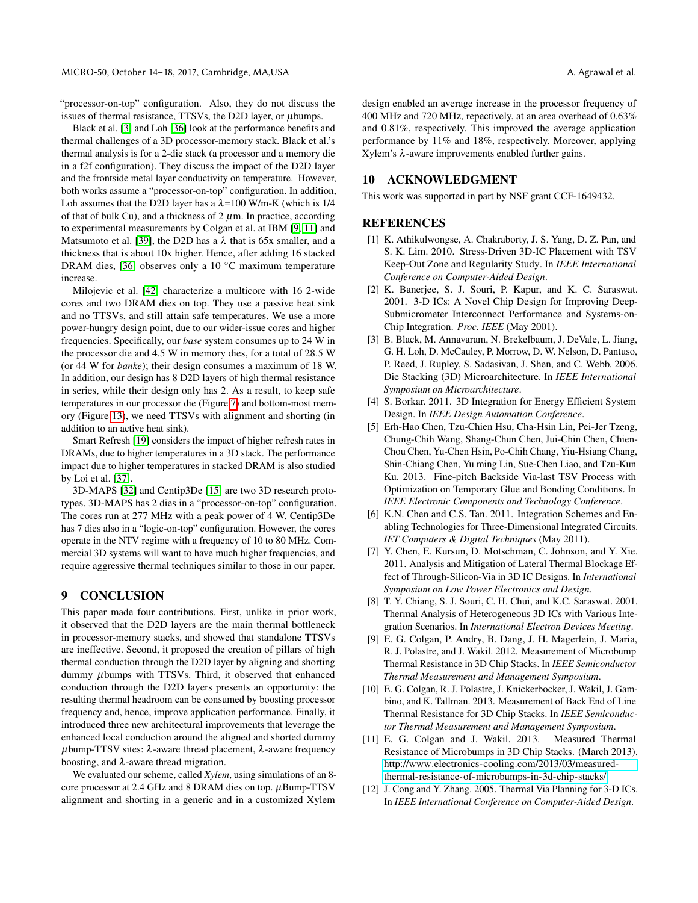"processor-on-top" configuration. Also, they do not discuss the issues of thermal resistance, TTSVs, the D2D layer, or $\mu$bumps.

Black et al. [3] and Loh [36] look at the performance benefits and thermal challenges of a 3D processor-memory stack. Black et al.'s thermal analysis is for a 2-die stack (a processor and a memory die in a f2f configuration). They discuss the impact of the D2D layer and the frontside metal layer conductivity on temperature. However, both works assume a "processor-on-top" configuration. In addition, Loh assumes that the D2D layer has a $\lambda$=100 W/m-K (which is 1/4 of that of bulk Cu), and a thickness of 2 $\mu$m. In practice, according to experimental measurements by Colgan et al. at IBM [9, 11] and Matsumoto et al. [39], the D2D has a $\lambda$ that is 65x smaller, and a thickness that is about 10x higher. Hence, after adding 16 stacked DRAM dies, [36] observes only a 10 °C maximum temperature increase.

Milojevic et al. [42] characterize a multicore with 16 2-wide cores and two DRAM dies on top. They use a passive heat sink and no TTSVs, and still attain safe temperatures. We use a more power-hungry design point, due to our wider-issue cores and higher frequencies. Specifically, our *base* system consumes up to 24 W in the processor die and 4.5 W in memory dies, for a total of 28.5 W (or 44 W for *banke*); their design consumes a maximum of 18 W. In addition, our design has 8 D2D layers of high thermal resistance in series, while their design only has 2. As a result, to keep safe temperatures in our processor die (Figure 7) and bottom-most memory (Figure 13), we need TTSVs with alignment and shorting (in addition to an active heat sink).

Smart Refresh [19] considers the impact of higher refresh rates in DRAMs, due to higher temperatures in a 3D stack. The performance impact due to higher temperatures in stacked DRAM is also studied by Loi et al. [37].

3D-MAPS [32] and Centip3De [15] are two 3D research prototypes. 3D-MAPS has 2 dies in a "processor-on-top" configuration. The cores run at 277 MHz with a peak power of 4 W. Centip3De has 7 dies also in a "logic-on-top" configuration. However, the cores operate in the NTV regime with a frequency of 10 to 80 MHz. Commercial 3D systems will want to have much higher frequencies, and require aggressive thermal techniques similar to those in our paper.

# 9 CONCLUSION

This paper made four contributions. First, unlike in prior work, it observed that the D2D layers are the main thermal bottleneck in processor-memory stacks, and showed that standalone TTSVs are ineffective. Second, it proposed the creation of pillars of high thermal conduction through the D2D layer by aligning and shorting dummy $\mu$bumps with TTSVs. Third, it observed that enhanced conduction through the D2D layers presents an opportunity: the resulting thermal headroom can be consumed by boosting processor frequency and, hence, improve application performance. Finally, it introduced three new architectural improvements that leverage the enhanced local conduction around the aligned and shorted dummy $\mu$bump-TTSV sites: $\lambda$-aware thread placement, $\lambda$-aware frequency boosting, and $\lambda$-aware thread migration.

We evaluated our scheme, called *Xylem*, using simulations of an 8-core processor at 2.4 GHz and 8 DRAM dies on top. $\mu$Bump-TTSV alignment and shorting in a generic and in a customized Xylem design enabled an average increase in the processor frequency of 400 MHz and 720 MHz, repectively, at an area overhead of 0.63% and 0.81%, respectively. This improved the average application performance by 11% and 18%, respectively. Moreover, applying Xylem's $\lambda$-aware improvements enabled further gains.

# 10 ACKNOWLEDGMENT

This work was supported in part by NSF grant CCF-1649432.

# REFERENCES

[1] K. Athikulwongse, A. Chakraborty, J. S. Yang, D. Z. Pan, and S. K. Lim. 2010. Stress-Driven 3D-IC Placement with TSV Keep-Out Zone and Regularity Study. In *IEEE International Conference on Computer-Aided Design*.

[2] K. Banerjee, S. J. Souri, P. Kapur, and K. C. Saraswat. 2001. 3-D ICs: A Novel Chip Design for Improving Deep-Submicrometer Interconnect Performance and Systems-on-Chip Integration. *Proc. IEEE* (May 2001).

[3] B. Black, M. Annavaram, N. Brekelbaum, J. DeVale, L. Jiang, G. H. Loh, D. McCauley, P. Morrow, D. W. Nelson, D. Pantuso, P. Reed, J. Rupley, S. Sadasivan, J. Shen, and C. Webb. 2006. Die Stacking (3D) Microarchitecture. In *IEEE International Symposium on Microarchitecture*.

[4] S. Borkar. 2011. 3D Integration for Energy Efficient System Design. In *IEEE Design Automation Conference*.

[5] Erh-Hao Chen, Tzu-Chien Hsu, Cha-Hsin Lin, Pei-Jer Tzeng, Chung-Chih Wang, Shang-Chun Chen, Jui-Chin Chen, Chien-Chou Chen, Yu-Chen Hsin, Po-Chih Chang, Yiu-Hsiang Chang, Shin-Chiang Chen, Yu ming Lin, Sue-Chen Liao, and Tzu-Kun Ku. 2013. Fine-pitch Backside Via-last TSV Process with Optimization on Temporary Glue and Bonding Conditions. In *IEEE Electronic Components and Technology Conference*.

[6] K.N. Chen and C.S. Tan. 2011. Integration Schemes and Enabling Technologies for Three-Dimensional Integrated Circuits. *IET Computers & Digital Techniques* (May 2011).

[7] Y. Chen, E. Kursun, D. Motschman, C. Johnson, and Y. Xie. 2011. Analysis and Mitigation of Lateral Thermal Blockage Effect of Through-Silicon-Via in 3D IC Designs. In *International Symposium on Low Power Electronics and Design*.

[8] T. Y. Chiang, S. J. Souri, C. H. Chui, and K.C. Saraswat. 2001. Thermal Analysis of Heterogeneous 3D ICs with Various Integration Scenarios. In *International Electron Devices Meeting*.

[9] E. G. Colgan, P. Andry, B. Dang, J. H. Magerlein, J. Maria, R. J. Polastre, and J. Wakil. 2012. Measurement of Microbump Thermal Resistance in 3D Chip Stacks. In *IEEE Semiconductor Thermal Measurement and Management Symposium*.

[10] E. G. Colgan, R. J. Polastre, J. Knickerbocker, J. Wakil, J. Gambino, and K. Tallman. 2013. Measurement of Back End of Line Thermal Resistance for 3D Chip Stacks. In *IEEE Semiconductor Thermal Measurement and Management Symposium*.

[11] E. G. Colgan and J. Wakil. 2013. Measured Thermal Resistance of Microbumps in 3D Chip Stacks. (March 2013). http://www.electronics-cooling.com/2013/03/measured-thermal-resistance-of-microbumps-in-3d-chip-stacks/

[12] J. Cong and Y. Zhang. 2005. Thermal Via Planning for 3-D ICs. In *IEEE International Conference on Computer-Aided Design*.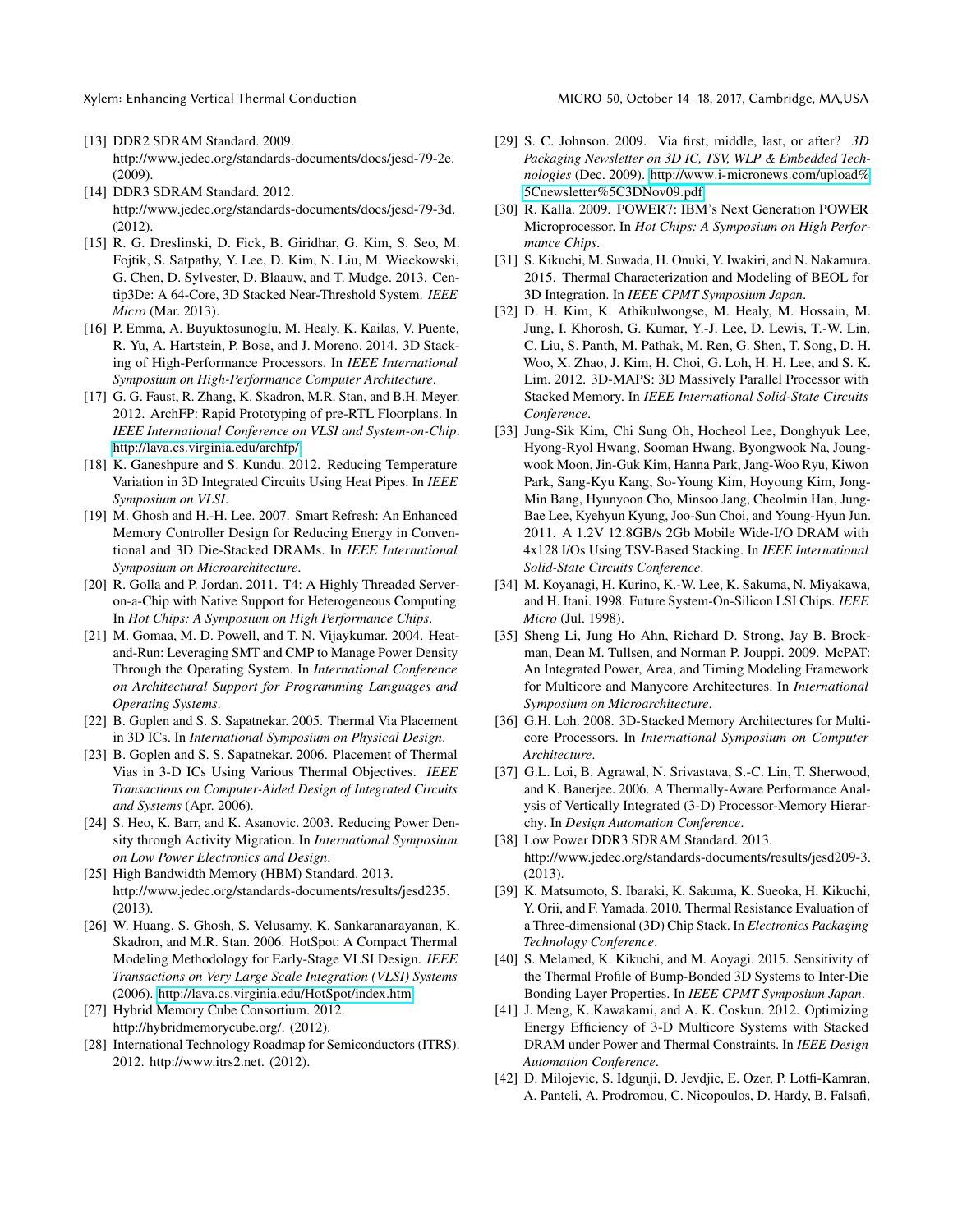[13] DDR2 SDRAM Standard. 2009. http://www.jedec.org/standards-documents/docs/jesd-79-2e. (2009).

[14] DDR3 SDRAM Standard. 2012. http://www.jedec.org/standards-documents/docs/jesd-79-3d. (2012).

[15] R. G. Dreslinski, D. Fick, B. Giridhar, G. Kim, S. Seo, M. Fojtik, S. Satpathy, Y. Lee, D. Kim, N. Liu, M. Wieckowski, G. Chen, D. Sylvester, D. Blaauw, and T. Mudge. 2013. Centip3De: A 64-Core, 3D Stacked Near-Threshold System. *IEEE Micro* (Mar. 2013).

[16] P. Emma, A. Buyuktosunoglu, M. Healy, K. Kailas, V. Puente, R. Yu, A. Hartstein, P. Bose, and J. Moreno. 2014. 3D Stacking of High-Performance Processors. In *IEEE International Symposium on High-Performance Computer Architecture*.

[17] G. G. Faust, R. Zhang, K. Skadron, M.R. Stan, and B.H. Meyer. 2012. ArchFP: Rapid Prototyping of pre-RTL Floorplans. In *IEEE International Conference on VLSI and System-on-Chip*. http://lava.cs.virginia.edu/archfp/

[18] K. Ganeshpure and S. Kundu. 2012. Reducing Temperature Variation in 3D Integrated Circuits Using Heat Pipes. In *IEEE Symposium on VLSI*.

[19] M. Ghosh and H.-H. Lee. 2007. Smart Refresh: An Enhanced Memory Controller Design for Reducing Energy in Conventional and 3D Die-Stacked DRAMs. In *IEEE International Symposium on Microarchitecture*.

[20] R. Golla and P. Jordan. 2011. T4: A Highly Threaded Server-on-a-Chip with Native Support for Heterogeneous Computing. In *Hot Chips: A Symposium on High Performance Chips*.

[21] M. Gomaa, M. D. Powell, and T. N. Vijaykumar. 2004. Heat-and-Run: Leveraging SMT and CMP to Manage Power Density Through the Operating System. In *International Conference on Architectural Support for Programming Languages and Operating Systems*.

[22] B. Goplen and S. S. Sapatnekar. 2005. Thermal Via Placement in 3D ICs. In *International Symposium on Physical Design*.

[23] B. Goplen and S. S. Sapatnekar. 2006. Placement of Thermal Vias in 3-D ICs Using Various Thermal Objectives. *IEEE Transactions on Computer-Aided Design of Integrated Circuits and Systems* (Apr. 2006).

[24] S. Heo, K. Barr, and K. Asanovic. 2003. Reducing Power Density through Activity Migration. In *International Symposium on Low Power Electronics and Design*.

[25] High Bandwidth Memory (HBM) Standard. 2013. http://www.jedec.org/standards-documents/results/jesd235. (2013).

[26] W. Huang, S. Ghosh, S. Velusamy, K. Sankaranarayanan, K. Skadron, and M.R. Stan. 2006. HotSpot: A Compact Thermal Modeling Methodology for Early-Stage VLSI Design. *IEEE Transactions on Very Large Scale Integration (VLSI) Systems* (2006). http://lava.cs.virginia.edu/HotSpot/index.htm

[27] Hybrid Memory Cube Consortium. 2012. http://hybridmemorycube.org/. (2012).

[28] International Technology Roadmap for Semiconductors (ITRS). 2012. http://www.itrs2.net. (2012).

[29] S. C. Johnson. 2009. Via first, middle, last, or after? *3D Packaging Newsletter on 3D IC, TSV, WLP & Embedded Technologies* (Dec. 2009). http://www.i-micronews.com/upload%5Cnewsletter%5C3DNov09.pdf

[30] R. Kalla. 2009. POWER7: IBM's Next Generation POWER Microprocessor. In *Hot Chips: A Symposium on High Performance Chips*.

[31] S. Kikuchi, M. Suwada, H. Onuki, Y. Iwakiri, and N. Nakamura. 2015. Thermal Characterization and Modeling of BEOL for 3D Integration. In *IEEE CPMT Symposium Japan*.

[32] D. H. Kim, K. Athikulwongse, M. Healy, M. Hossain, M. Jung, I. Khorosh, G. Kumar, Y.-J. Lee, D. Lewis, T.-W. Lin, C. Liu, S. Panth, M. Pathak, M. Ren, G. Shen, T. Song, D. H. Woo, X. Zhao, J. Kim, H. Choi, G. Loh, H. H. Lee, and S. K. Lim. 2012. 3D-MAPS: 3D Massively Parallel Processor with Stacked Memory. In *IEEE International Solid-State Circuits Conference*.

[33] Jung-Sik Kim, Chi Sung Oh, Hocheol Lee, Donghyuk Lee, Hyong-Ryol Hwang, Sooman Hwang, Byongwook Na, Joungwook Moon, Jin-Guk Kim, Hanna Park, Jang-Woo Ryu, Kiwon Park, Sang-Kyu Kang, So-Young Kim, Hoyoung Kim, Jong-Min Bang, Hyunyoon Cho, Minsoo Jang, Cheolmin Han, Jung-Bae Lee, Kyehyun Kyung, Joo-Sun Choi, and Young-Hyun Jun. 2011. A 1.2V 12.8GB/s 2Gb Mobile Wide-I/O DRAM with 4x128 I/Os Using TSV-Based Stacking. In *IEEE International Solid-State Circuits Conference*.

[34] M. Koyanagi, H. Kurino, K.-W. Lee, K. Sakuma, N. Miyakawa, and H. Itani. 1998. Future System-On-Silicon LSI Chips. *IEEE Micro* (Jul. 1998).

[35] Sheng Li, Jung Ho Ahn, Richard D. Strong, Jay B. Brockman, Dean M. Tullsen, and Norman P. Jouppi. 2009. McPAT: An Integrated Power, Area, and Timing Modeling Framework for Multicore and Manycore Architectures. In *International Symposium on Microarchitecture*.

[36] G.H. Loh. 2008. 3D-Stacked Memory Architectures for Multicore Processors. In *International Symposium on Computer Architecture*.

[37] G.L. Loi, B. Agrawal, N. Srivastava, S.-C. Lin, T. Sherwood, and K. Banerjee. 2006. A Thermally-Aware Performance Analysis of Vertically Integrated (3-D) Processor-Memory Hierarchy. In *Design Automation Conference*.

[38] Low Power DDR3 SDRAM Standard. 2013. http://www.jedec.org/standards-documents/results/jesd209-3. (2013).

[39] K. Matsumoto, S. Ibaraki, K. Sakuma, K. Sueoka, H. Kikuchi, Y. Orii, and F. Yamada. 2010. Thermal Resistance Evaluation of a Three-dimensional (3D) Chip Stack. In *Electronics Packaging Technology Conference*.

[40] S. Melamed, K. Kikuchi, and M. Aoyagi. 2015. Sensitivity of the Thermal Profile of Bump-Bonded 3D Systems to Inter-Die Bonding Layer Properties. In *IEEE CPMT Symposium Japan*.

[41] J. Meng, K. Kawakami, and A. K. Coskun. 2012. Optimizing Energy Efficiency of 3-D Multicore Systems with Stacked DRAM under Power and Thermal Constraints. In *IEEE Design Automation Conference*.

[42] D. Milojevic, S. Idgunji, D. Jevdjic, E. Ozer, P. Lotfi-Kamran, A. Panteli, A. Prodromou, C. Nicopoulos, D. Hardy, B. Falsafi,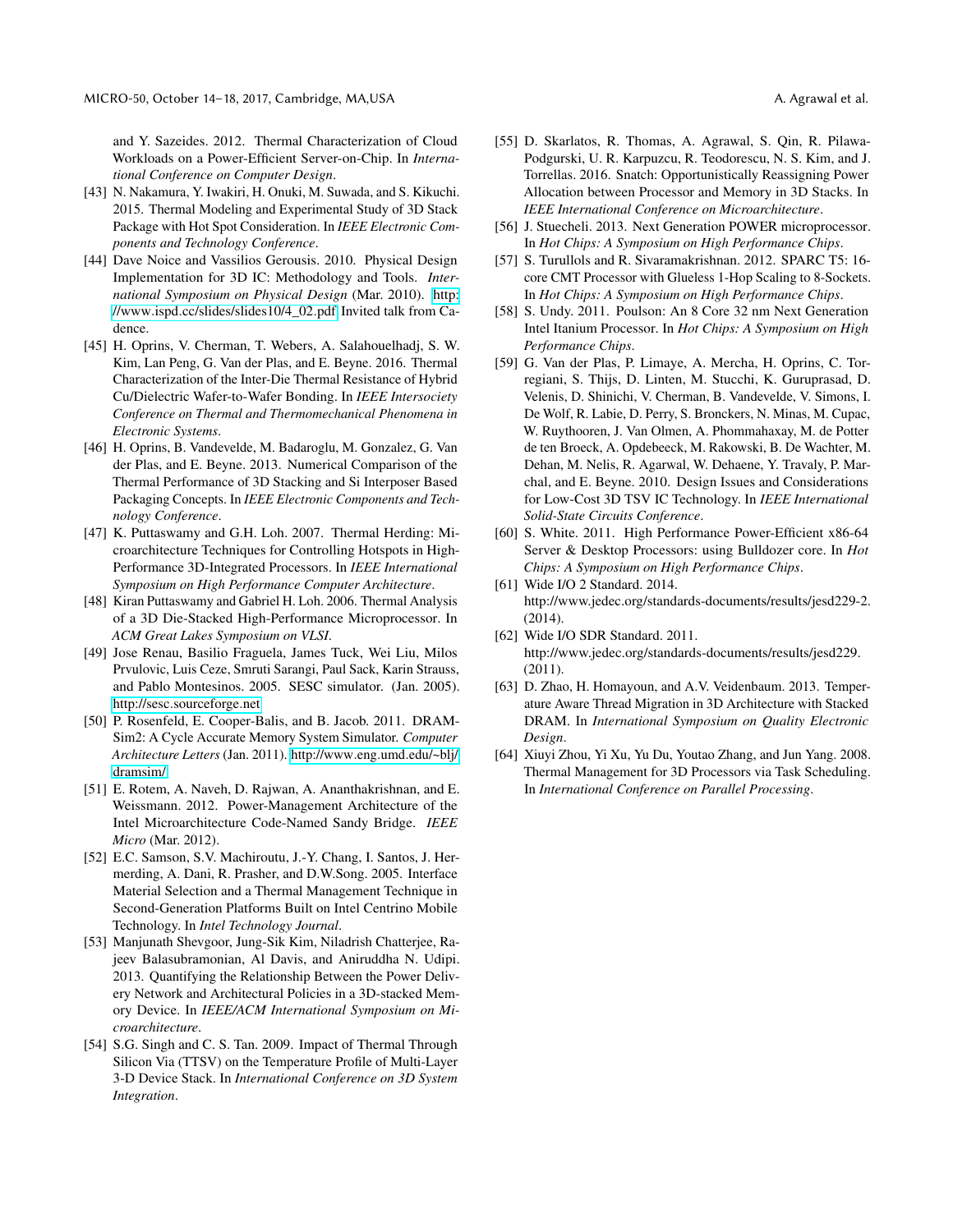and Y. Sazeides. 2012. Thermal Characterization of Cloud Workloads on a Power-Efficient Server-on-Chip. In *International Conference on Computer Design*.

[43] N. Nakamura, Y. Iwakiri, H. Onuki, M. Suwada, and S. Kikuchi. 2015. Thermal Modeling and Experimental Study of 3D Stack Package with Hot Spot Consideration. In *IEEE Electronic Components and Technology Conference*.

[44] Dave Noice and Vassilios Gerousis. 2010. Physical Design Implementation for 3D IC: Methodology and Tools. *International Symposium on Physical Design* (Mar. 2010). http://www.ispd.cc/slides/slides10/4_02.pdf Invited talk from Cadence.

[45] H. Oprins, V. Cherman, T. Webers, A. Salahouelhadj, S. W. Kim, Lan Peng, G. Van der Plas, and E. Beyne. 2016. Thermal Characterization of the Inter-Die Thermal Resistance of Hybrid Cu/Dielectric Wafer-to-Wafer Bonding. In *IEEE Intersociety Conference on Thermal and Thermomechanical Phenomena in Electronic Systems*.

[46] H. Oprins, B. Vandevelde, M. Badaroglu, M. Gonzalez, G. Van der Plas, and E. Beyne. 2013. Numerical Comparison of the Thermal Performance of 3D Stacking and Si Interposer Based Packaging Concepts. In *IEEE Electronic Components and Technology Conference*.

[47] K. Puttaswamy and G.H. Loh. 2007. Thermal Herding: Microarchitecture Techniques for Controlling Hotspots in High-Performance 3D-Integrated Processors. In *IEEE International Symposium on High Performance Computer Architecture*.

[48] Kiran Puttaswamy and Gabriel H. Loh. 2006. Thermal Analysis of a 3D Die-Stacked High-Performance Microprocessor. In *ACM Great Lakes Symposium on VLSI*.

[49] Jose Renau, Basilio Fraguela, James Tuck, Wei Liu, Milos Prvulovic, Luis Ceze, Smruti Sarangi, Paul Sack, Karin Strauss, and Pablo Montesinos. 2005. SESC simulator. (Jan. 2005). http://sesc.sourceforge.net

[50] P. Rosenfeld, E. Cooper-Balis, and B. Jacob. 2011. DRAMSim2: A Cycle Accurate Memory System Simulator. *Computer Architecture Letters* (Jan. 2011). http://www.eng.umd.edu/~blj/dramsim/

[51] E. Rotem, A. Naveh, D. Rajwan, A. Ananthakrishnan, and E. Weissmann. 2012. Power-Management Architecture of the Intel Microarchitecture Code-Named Sandy Bridge. *IEEE Micro* (Mar. 2012).

[52] E.C. Samson, S.V. Machiroutu, J.-Y. Chang, I. Santos, J. Hermerding, A. Dani, R. Prasher, and D.W.Song. 2005. Interface Material Selection and a Thermal Management Technique in Second-Generation Platforms Built on Intel Centrino Mobile Technology. In *Intel Technology Journal*.

[53] Manjunath Shevgoor, Jung-Sik Kim, Niladrish Chatterjee, Rajeev Balasubramonian, Al Davis, and Aniruddha N. Udipi. 2013. Quantifying the Relationship Between the Power Delivery Network and Architectural Policies in a 3D-stacked Memory Device. In *IEEE/ACM International Symposium on Microarchitecture*.

[54] S.G. Singh and C. S. Tan. 2009. Impact of Thermal Through Silicon Via (TTSV) on the Temperature Profile of Multi-Layer 3-D Device Stack. In *International Conference on 3D System Integration*.

[55] D. Skarlatos, R. Thomas, A. Agrawal, S. Qin, R. Pilawa-Podgurski, U. R. Karpuzcu, R. Teodorescu, N. S. Kim, and J. Torrellas. 2016. Snatch: Opportunistically Reassigning Power Allocation between Processor and Memory in 3D Stacks. In *IEEE International Conference on Microarchitecture*.

[56] J. Stuecheli. 2013. Next Generation POWER microprocessor. In *Hot Chips: A Symposium on High Performance Chips*.

[57] S. Turullols and R. Sivaramakrishnan. 2012. SPARC T5: 16-core CMT Processor with Glueless 1-Hop Scaling to 8-Sockets. In *Hot Chips: A Symposium on High Performance Chips*.

[58] S. Undy. 2011. Poulson: An 8 Core 32 nm Next Generation Intel Itanium Processor. In *Hot Chips: A Symposium on High Performance Chips*.

[59] G. Van der Plas, P. Limaye, A. Mercha, H. Oprins, C. Torregiani, S. Thijs, D. Linten, M. Stucchi, K. Guruprasad, D. Velenis, D. Shinichi, V. Cherman, B. Vandevelde, V. Simons, I. De Wolf, R. Labie, D. Perry, S. Bronckers, N. Minas, M. Cupac, W. Ruythooren, J. Van Olmen, A. Phommahaxay, M. de Potter de ten Broeck, A. Opdebeeck, M. Rakowski, B. De Wachter, M. Dehan, M. Nelis, R. Agarwal, W. Dehaene, Y. Travaly, P. Marchal, and E. Beyne. 2010. Design Issues and Considerations for Low-Cost 3D TSV IC Technology. In *IEEE International Solid-State Circuits Conference*.

[60] S. White. 2011. High Performance Power-Efficient x86-64 Server & Desktop Processors: using Bulldozer core. In *Hot Chips: A Symposium on High Performance Chips*.

[61] Wide I/O 2 Standard. 2014. http://www.jedec.org/standards-documents/results/jesd229-2. (2014).

[62] Wide I/O SDR Standard. 2011. http://www.jedec.org/standards-documents/results/jesd229. (2011).

[63] D. Zhao, H. Homayoun, and A.V. Veidenbaum. 2013. Temperature Aware Thread Migration in 3D Architecture with Stacked DRAM. In *International Symposium on Quality Electronic Design*.

[64] Xiuyi Zhou, Yi Xu, Yu Du, Youtao Zhang, and Jun Yang. 2008. Thermal Management for 3D Processors via Task Scheduling. In *International Conference on Parallel Processing*.